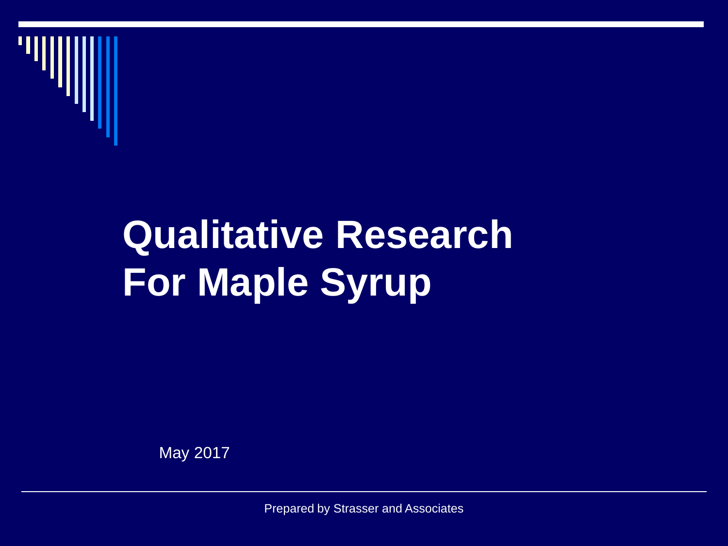# Qualitative Research For Maple Syrup

May 2017

Prepared by Strasser and Associates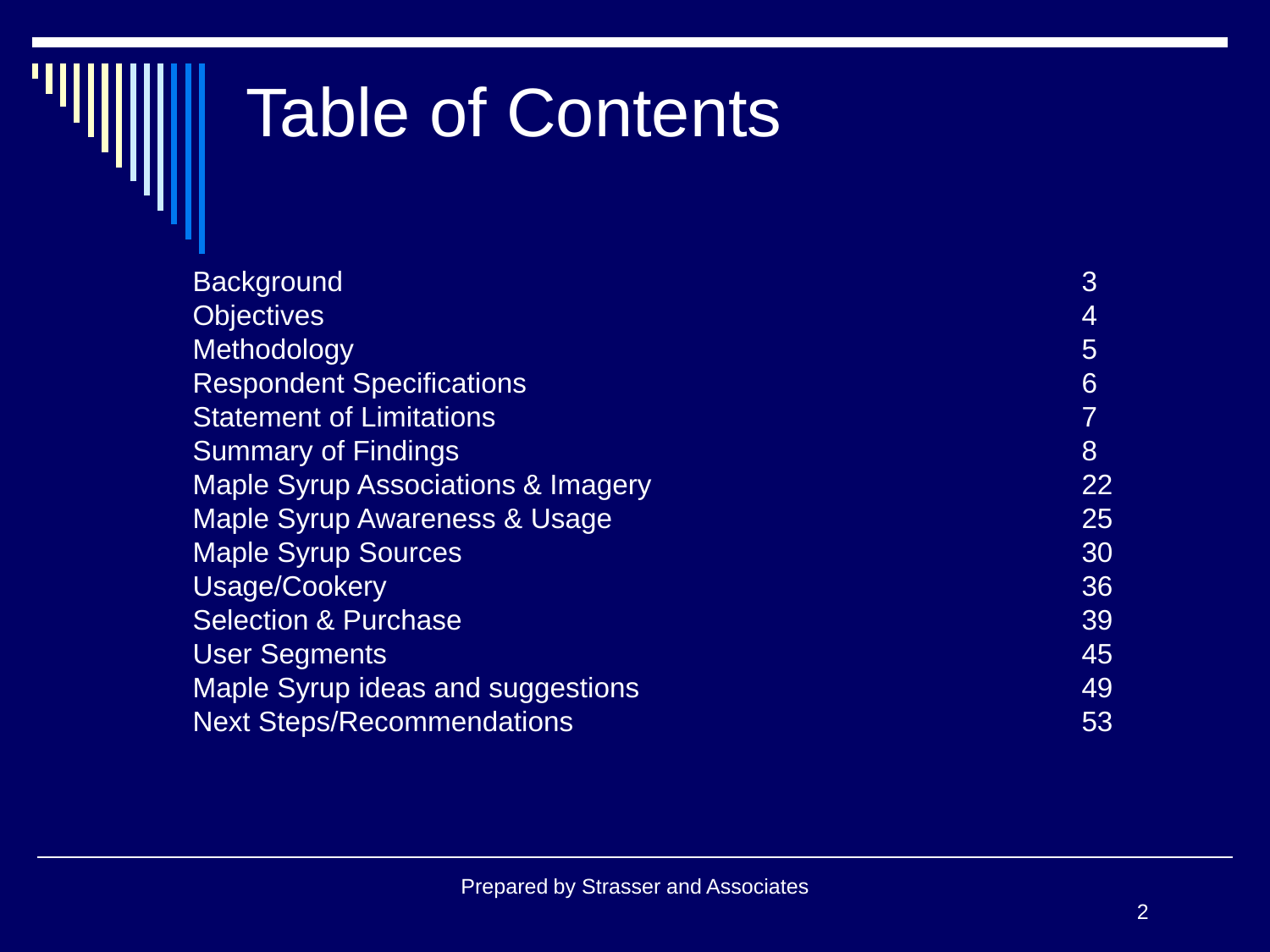# Table of Contents

| | |
|---|---|
| Background | 3 |
| Objectives | 4 |
| Methodology | 5 |
| Respondent Specifications | 6 |
| Statement of Limitations | 7 |
| Summary of Findings | 8 |
| Maple Syrup Associations & Imagery | 22 |
| Maple Syrup Awareness & Usage | 25 |
| Maple Syrup Sources | 30 |
| Usage/Cookery | 36 |
| Selection & Purchase | 39 |
| User Segments | 45 |
| Maple Syrup ideas and suggestions | 49 |
| Next Steps/Recommendations | 53 |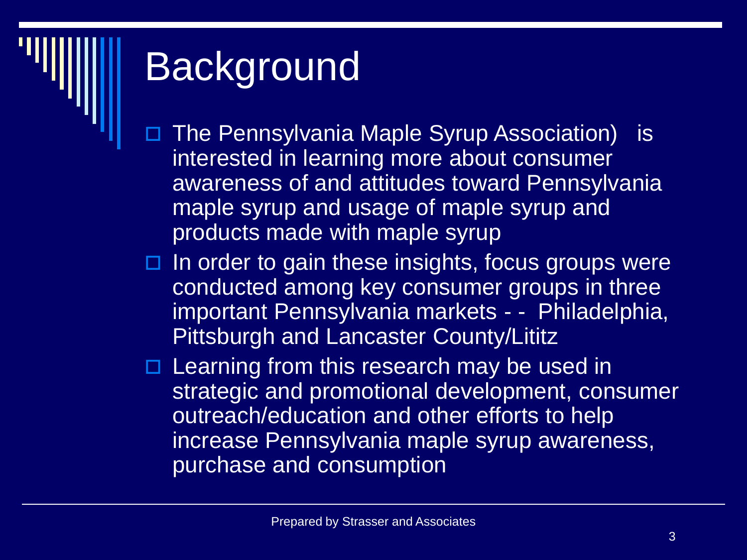# Background

- The Pennsylvania Maple Syrup Association)  is interested in learning more about consumer awareness of and attitudes toward Pennsylvania maple syrup and usage of maple syrup and products made with maple syrup
- In order to gain these insights, focus groups were conducted among key consumer groups in three important Pennsylvania markets - -  Philadelphia, Pittsburgh and Lancaster County/Lititz
- Learning from this research may be used in strategic and promotional development, consumer outreach/education and other efforts to help increase Pennsylvania maple syrup awareness, purchase and consumption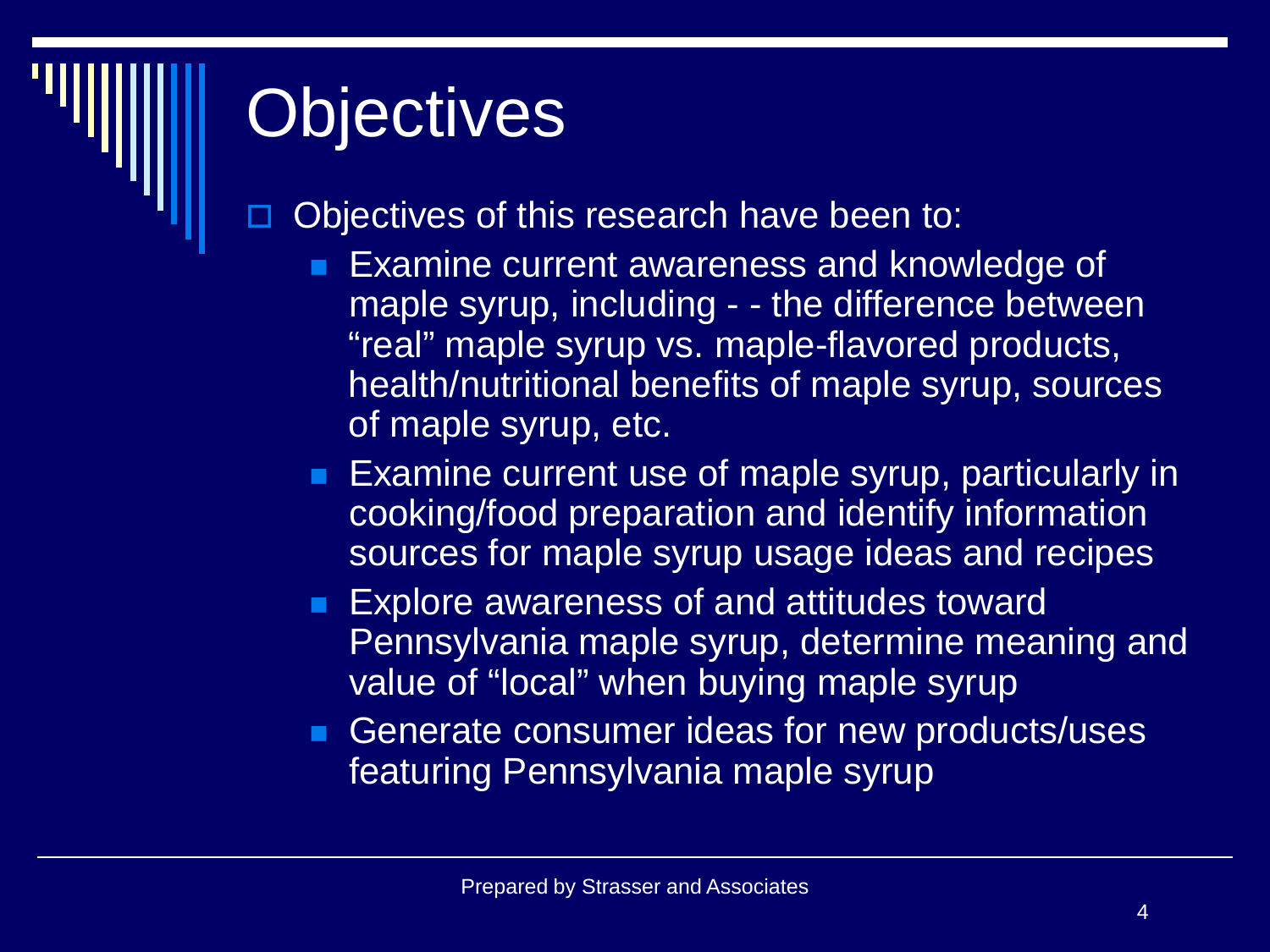# Objectives

- Objectives of this research have been to:
  - Examine current awareness and knowledge of maple syrup, including - - the difference between "real" maple syrup vs. maple-flavored products, health/nutritional benefits of maple syrup, sources of maple syrup, etc.
  - Examine current use of maple syrup, particularly in cooking/food preparation and identify information sources for maple syrup usage ideas and recipes
  - Explore awareness of and attitudes toward Pennsylvania maple syrup, determine meaning and value of "local" when buying maple syrup
  - Generate consumer ideas for new products/uses featuring Pennsylvania maple syrup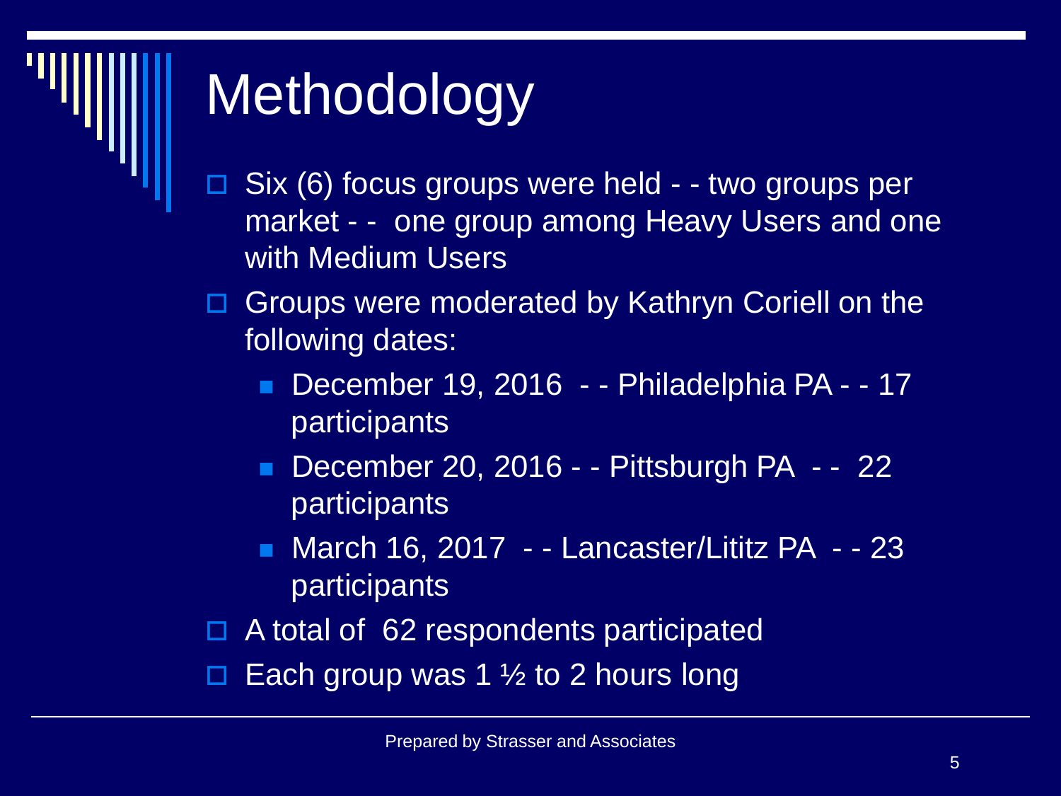# Methodology

- Six (6) focus groups were held - - two groups per market - - one group among Heavy Users and one with Medium Users
- Groups were moderated by Kathryn Coriell on the following dates:
  - December 19, 2016 - - Philadelphia PA - - 17 participants
  - December 20, 2016 - - Pittsburgh PA - - 22 participants
  - March 16, 2017 - - Lancaster/Lititz PA - - 23 participants
- A total of 62 respondents participated
- Each group was 1 ½ to 2 hours long

Prepared by Strasser and Associates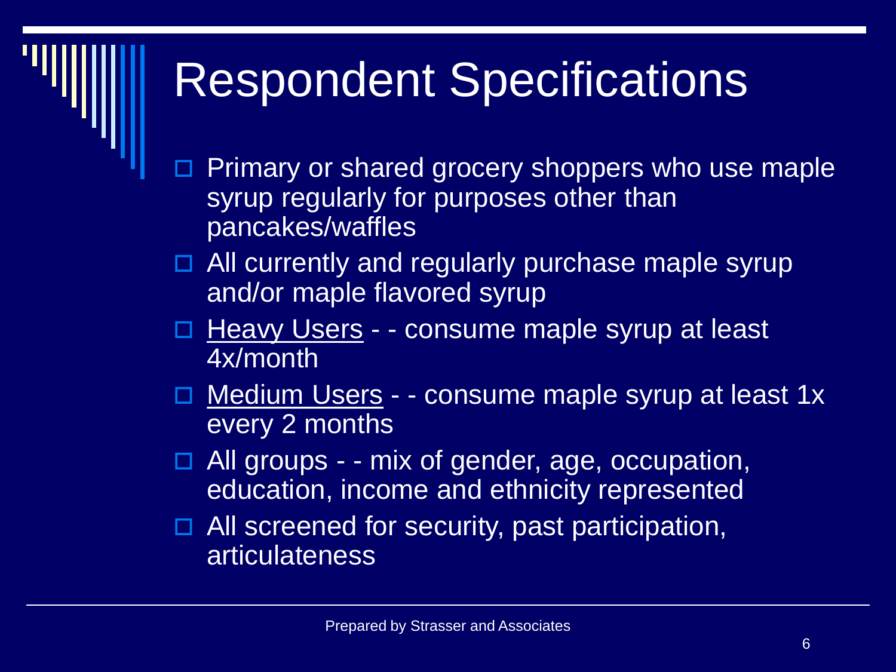# Respondent Specifications

- Primary or shared grocery shoppers who use maple syrup regularly for purposes other than pancakes/waffles
- All currently and regularly purchase maple syrup and/or maple flavored syrup
- <u>Heavy Users</u> - - consume maple syrup at least 4x/month
- <u>Medium Users</u> - - consume maple syrup at least 1x every 2 months
- All groups - - mix of gender, age, occupation, education, income and ethnicity represented
- All screened for security, past participation, articulateness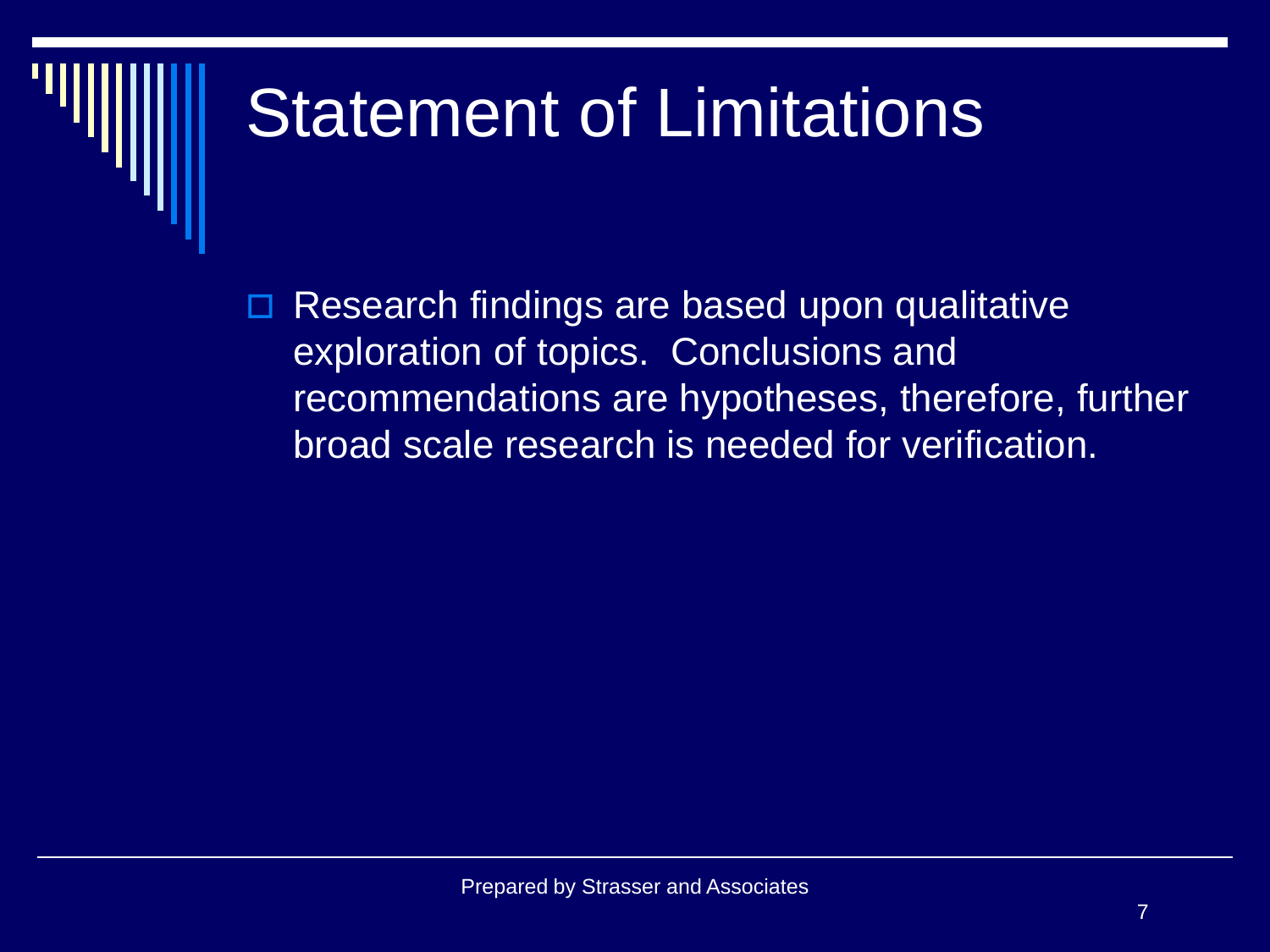# Statement of Limitations

- Research findings are based upon qualitative exploration of topics. Conclusions and recommendations are hypotheses, therefore, further broad scale research is needed for verification.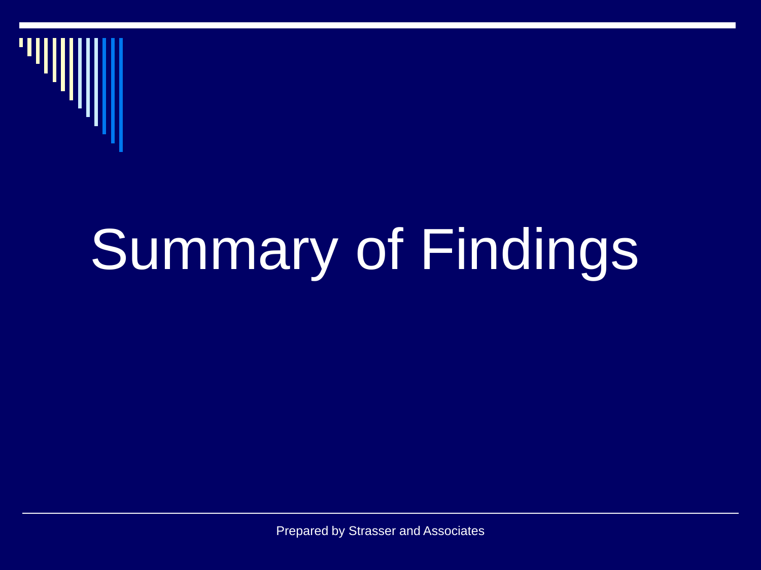# Summary of Findings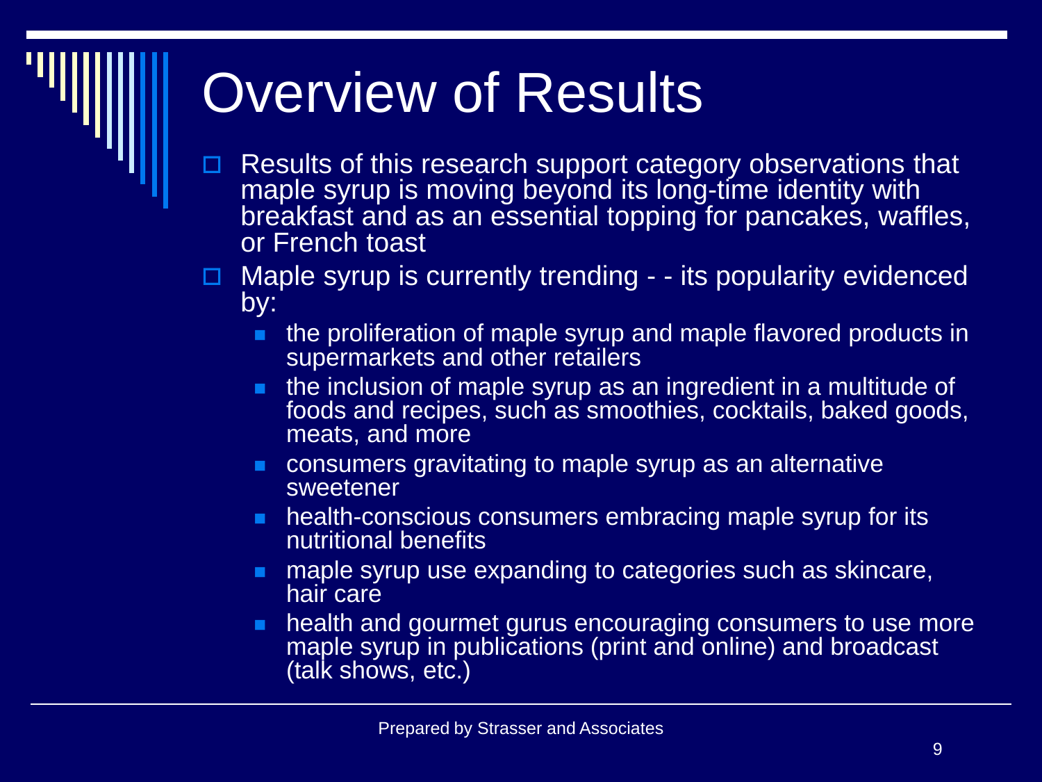# Overview of Results

- Results of this research support category observations that maple syrup is moving beyond its long-time identity with breakfast and as an essential topping for pancakes, waffles, or French toast
- Maple syrup is currently trending - - its popularity evidenced by:
  - the proliferation of maple syrup and maple flavored products in supermarkets and other retailers
  - the inclusion of maple syrup as an ingredient in a multitude of foods and recipes, such as smoothies, cocktails, baked goods, meats, and more
  - consumers gravitating to maple syrup as an alternative sweetener
  - health-conscious consumers embracing maple syrup for its nutritional benefits
  - maple syrup use expanding to categories such as skincare, hair care
  - health and gourmet gurus encouraging consumers to use more maple syrup in publications (print and online) and broadcast (talk shows, etc.)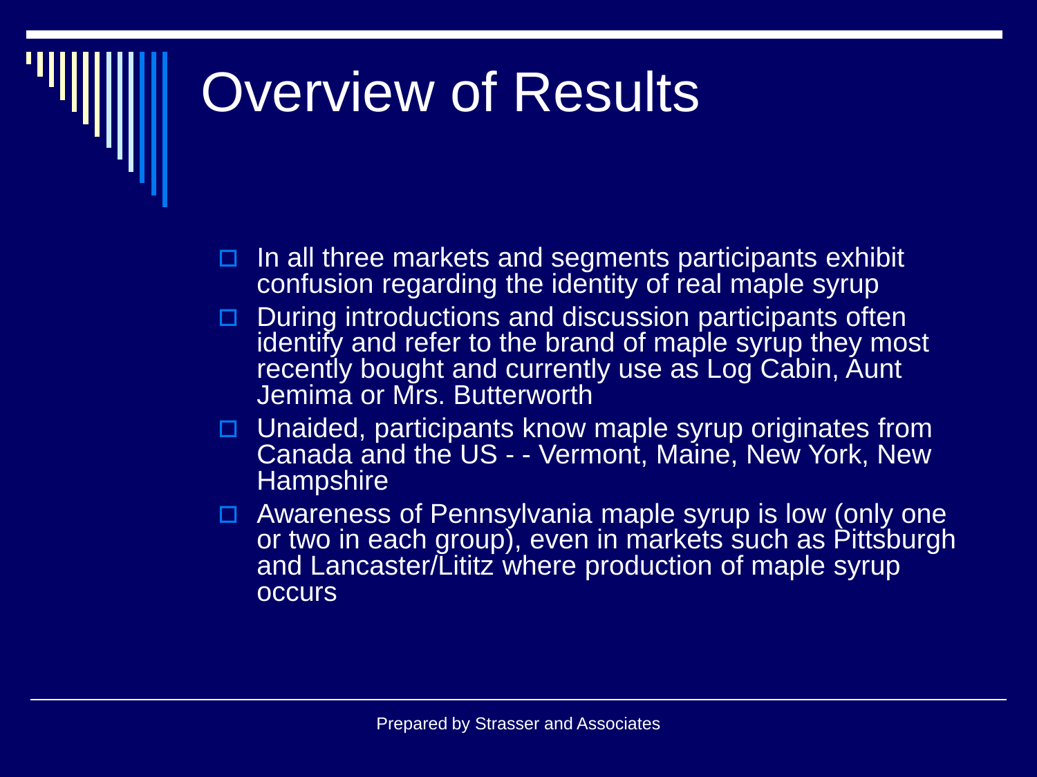# Overview of Results

- In all three markets and segments participants exhibit confusion regarding the identity of real maple syrup
- During introductions and discussion participants often identify and refer to the brand of maple syrup they most recently bought and currently use as Log Cabin, Aunt Jemima or Mrs. Butterworth
- Unaided, participants know maple syrup originates from Canada and the US - - Vermont, Maine, New York, New Hampshire
- Awareness of Pennsylvania maple syrup is low (only one or two in each group), even in markets such as Pittsburgh and Lancaster/Lititz where production of maple syrup occurs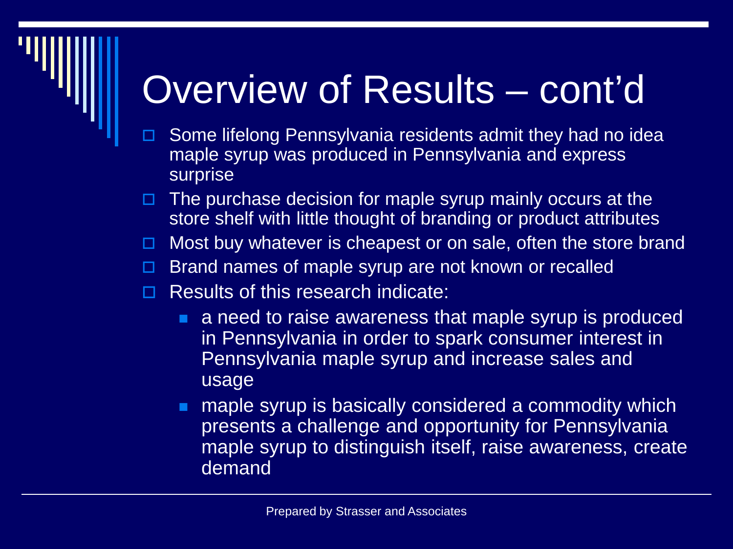# Overview of Results – cont'd

- Some lifelong Pennsylvania residents admit they had no idea maple syrup was produced in Pennsylvania and express surprise
- The purchase decision for maple syrup mainly occurs at the store shelf with little thought of branding or product attributes
- Most buy whatever is cheapest or on sale, often the store brand
- Brand names of maple syrup are not known or recalled
- Results of this research indicate:
  - a need to raise awareness that maple syrup is produced in Pennsylvania in order to spark consumer interest in Pennsylvania maple syrup and increase sales and usage
  - maple syrup is basically considered a commodity which presents a challenge and opportunity for Pennsylvania maple syrup to distinguish itself, raise awareness, create demand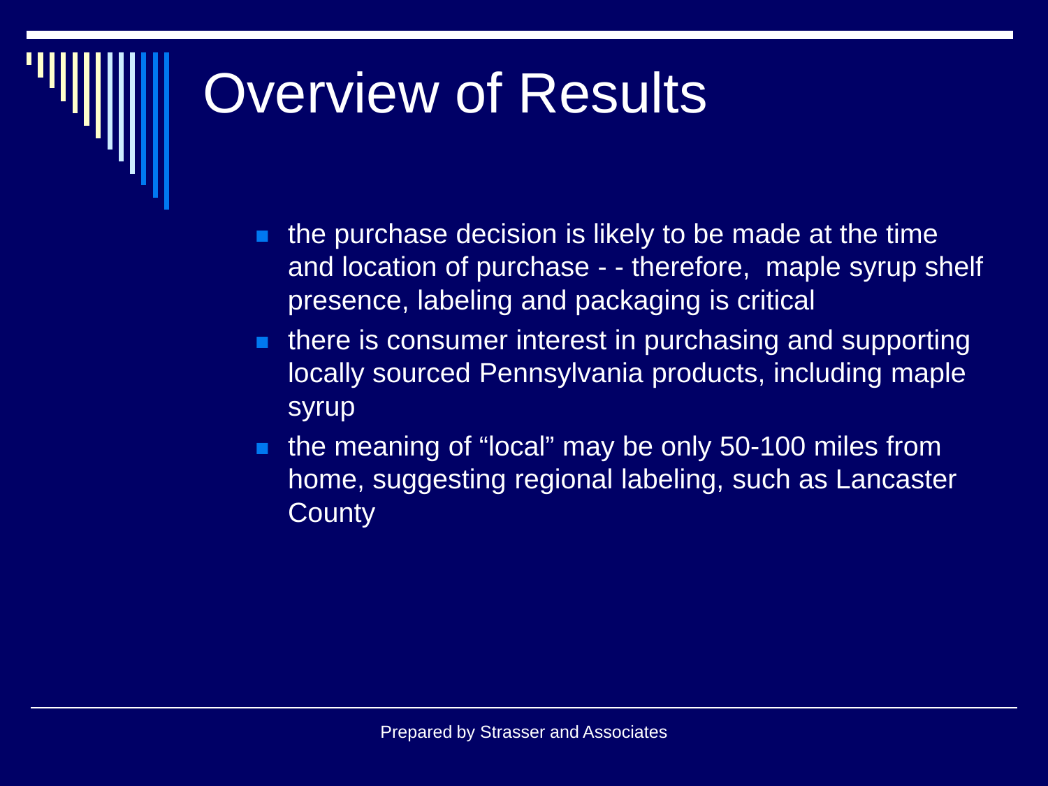# Overview of Results

- the purchase decision is likely to be made at the time and location of purchase - - therefore, maple syrup shelf presence, labeling and packaging is critical
- there is consumer interest in purchasing and supporting locally sourced Pennsylvania products, including maple syrup
- the meaning of "local" may be only 50-100 miles from home, suggesting regional labeling, such as Lancaster County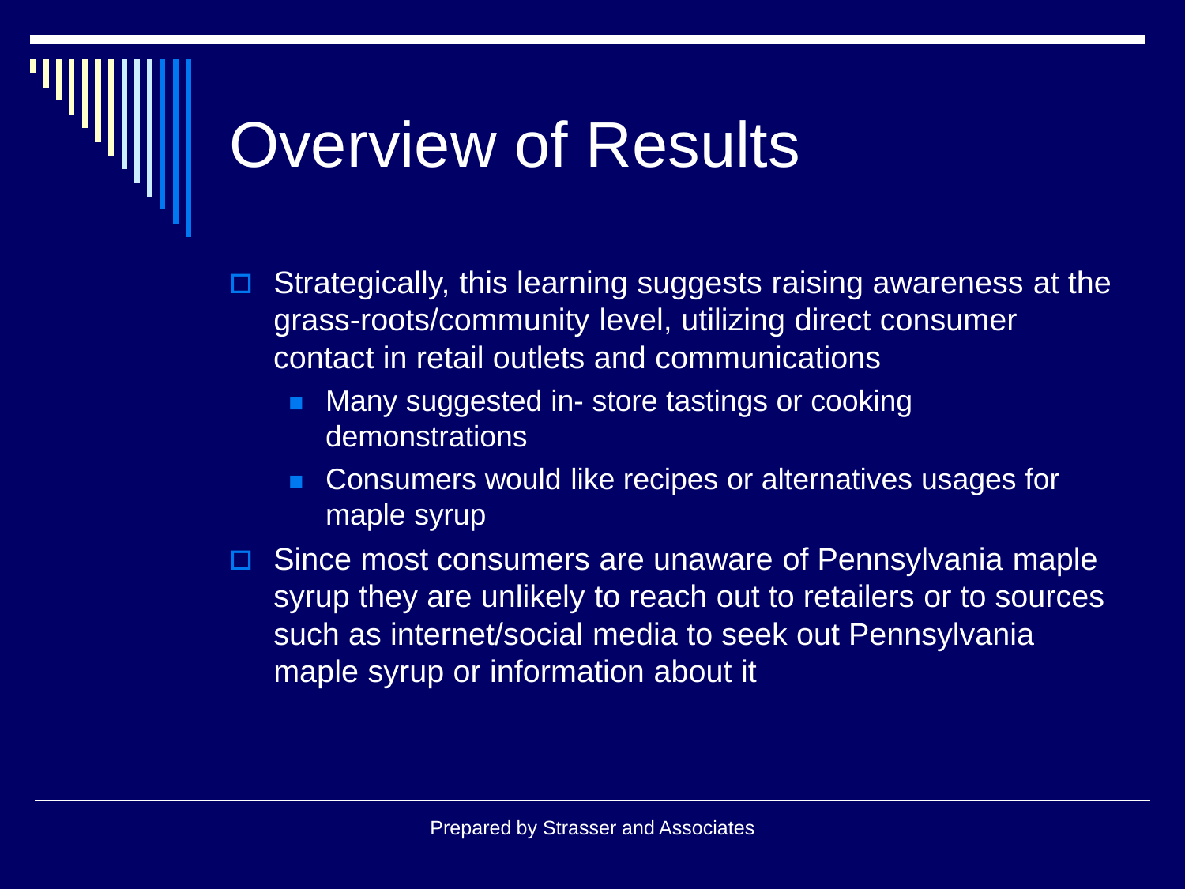# Overview of Results

- Strategically, this learning suggests raising awareness at the grass-roots/community level, utilizing direct consumer contact in retail outlets and communications
  - Many suggested in- store tastings or cooking demonstrations
  - Consumers would like recipes or alternatives usages for maple syrup
- Since most consumers are unaware of Pennsylvania maple syrup they are unlikely to reach out to retailers or to sources such as internet/social media to seek out Pennsylvania maple syrup or information about it

Prepared by Strasser and Associates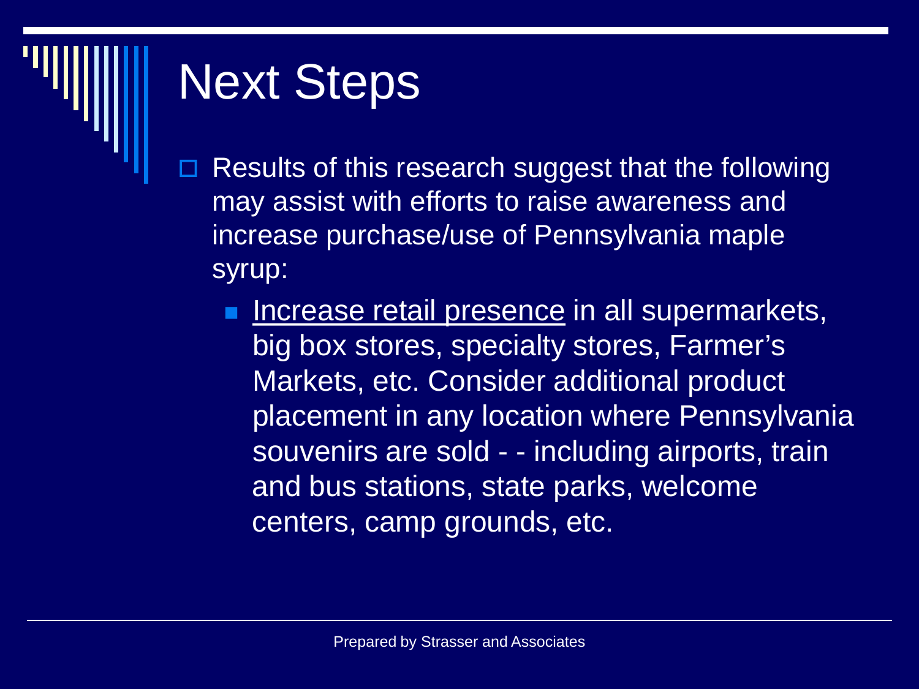# Next Steps

- Results of this research suggest that the following may assist with efforts to raise awareness and increase purchase/use of Pennsylvania maple syrup:
  - <u>Increase retail presence</u> in all supermarkets, big box stores, specialty stores, Farmer's Markets, etc. Consider additional product placement in any location where Pennsylvania souvenirs are sold - - including airports, train and bus stations, state parks, welcome centers, camp grounds, etc.

Prepared by Strasser and Associates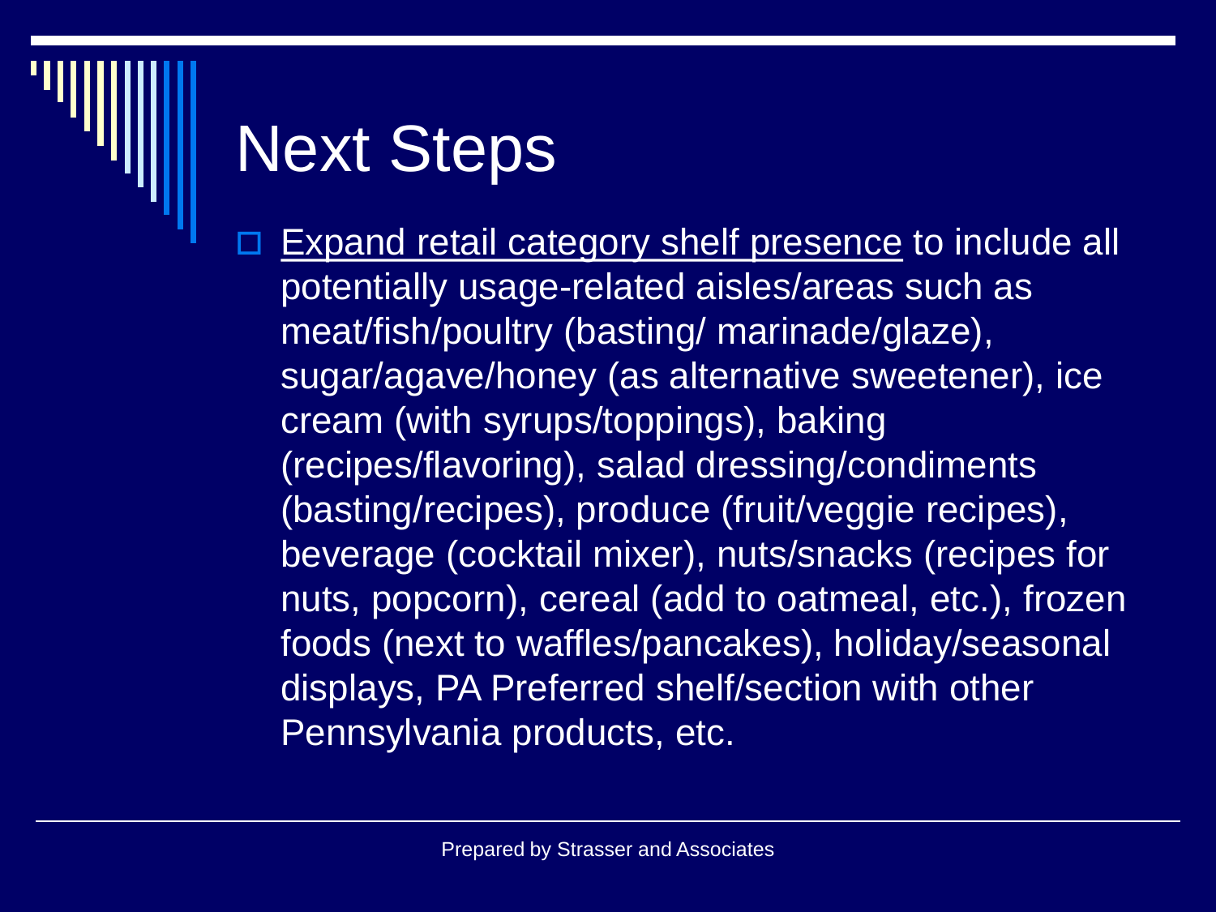# Next Steps

- Expand retail category shelf presence to include all potentially usage-related aisles/areas such as meat/fish/poultry (basting/ marinade/glaze), sugar/agave/honey (as alternative sweetener), ice cream (with syrups/toppings), baking (recipes/flavoring), salad dressing/condiments (basting/recipes), produce (fruit/veggie recipes), beverage (cocktail mixer), nuts/snacks (recipes for nuts, popcorn), cereal (add to oatmeal, etc.), frozen foods (next to waffles/pancakes), holiday/seasonal displays, PA Preferred shelf/section with other Pennsylvania products, etc.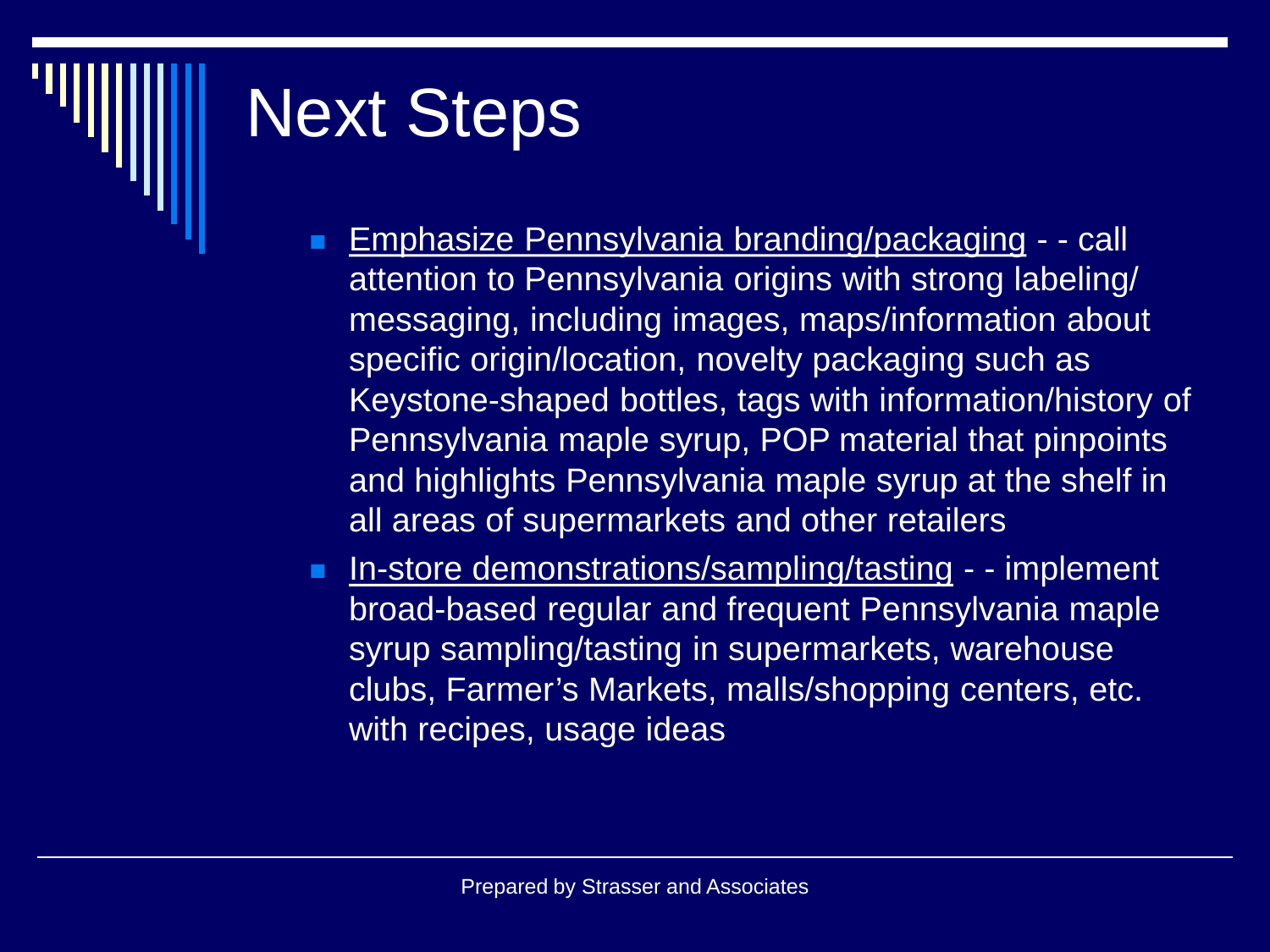# Next Steps

- Emphasize Pennsylvania branding/packaging - - call attention to Pennsylvania origins with strong labeling/ messaging, including images, maps/information about specific origin/location, novelty packaging such as Keystone-shaped bottles, tags with information/history of Pennsylvania maple syrup, POP material that pinpoints and highlights Pennsylvania maple syrup at the shelf in all areas of supermarkets and other retailers
- In-store demonstrations/sampling/tasting - - implement broad-based regular and frequent Pennsylvania maple syrup sampling/tasting in supermarkets, warehouse clubs, Farmer's Markets, malls/shopping centers, etc. with recipes, usage ideas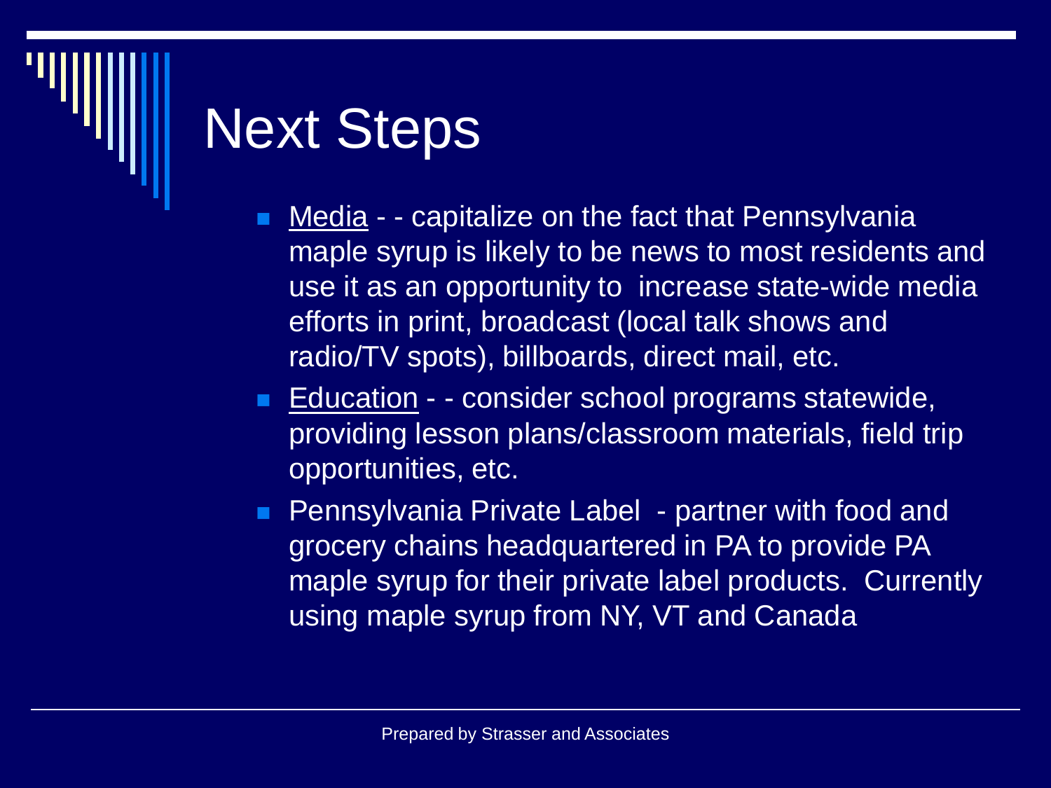# Next Steps

- Media - - capitalize on the fact that Pennsylvania maple syrup is likely to be news to most residents and use it as an opportunity to increase state-wide media efforts in print, broadcast (local talk shows and radio/TV spots), billboards, direct mail, etc.
- Education - - consider school programs statewide, providing lesson plans/classroom materials, field trip opportunities, etc.
- Pennsylvania Private Label - partner with food and grocery chains headquartered in PA to provide PA maple syrup for their private label products. Currently using maple syrup from NY, VT and Canada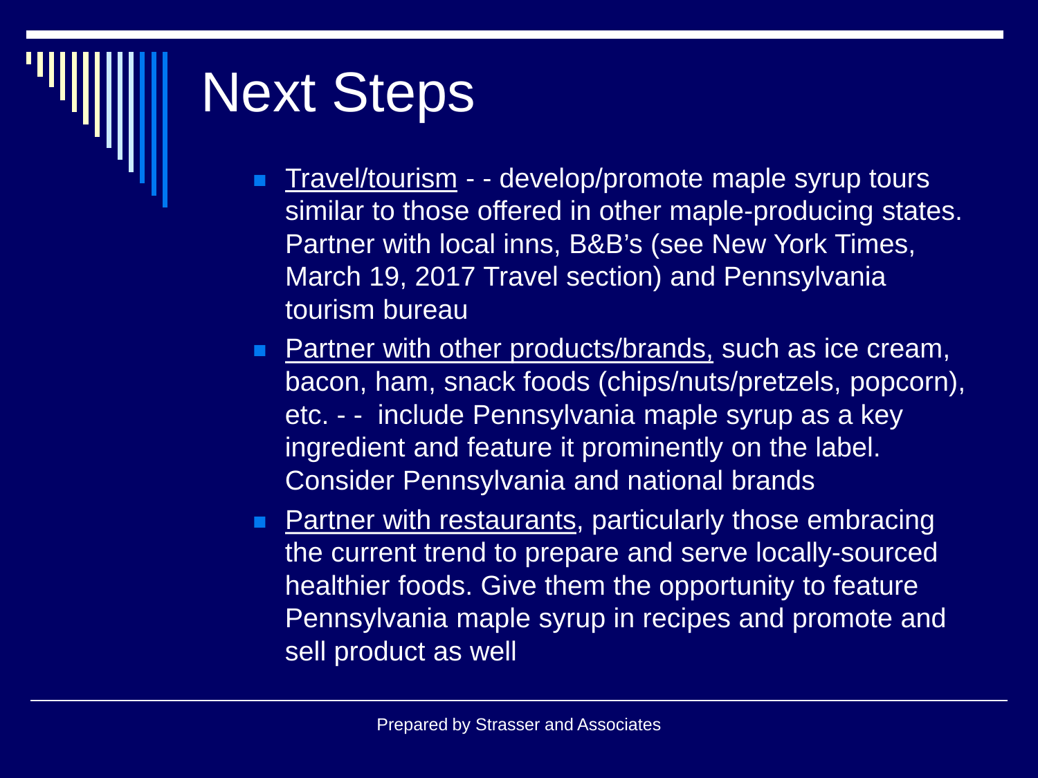# Next Steps

- Travel/tourism - - develop/promote maple syrup tours similar to those offered in other maple-producing states. Partner with local inns, B&B's (see New York Times, March 19, 2017 Travel section) and Pennsylvania tourism bureau
- Partner with other products/brands, such as ice cream, bacon, ham, snack foods (chips/nuts/pretzels, popcorn), etc. - - include Pennsylvania maple syrup as a key ingredient and feature it prominently on the label. Consider Pennsylvania and national brands
- Partner with restaurants, particularly those embracing the current trend to prepare and serve locally-sourced healthier foods. Give them the opportunity to feature Pennsylvania maple syrup in recipes and promote and sell product as well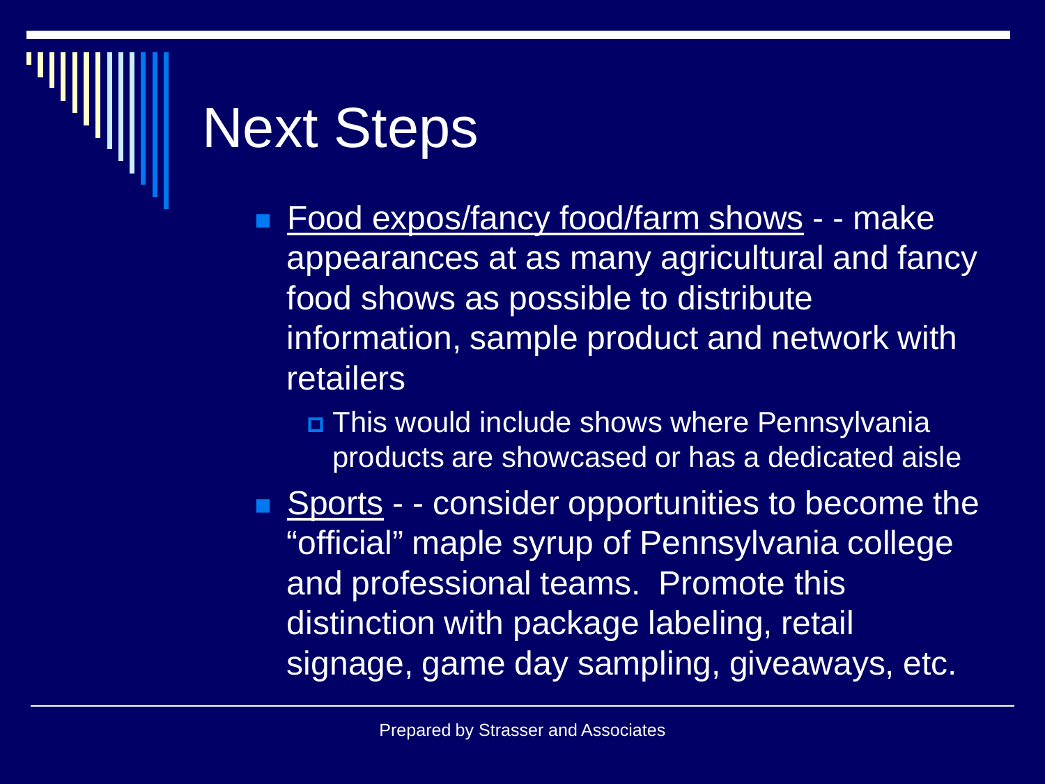# Next Steps

- <u>Food expos/fancy food/farm shows</u> - - make appearances at as many agricultural and fancy food shows as possible to distribute information, sample product and network with retailers
  - This would include shows where Pennsylvania products are showcased or has a dedicated aisle
- <u>Sports</u> - - consider opportunities to become the "official" maple syrup of Pennsylvania college and professional teams. Promote this distinction with package labeling, retail signage, game day sampling, giveaways, etc.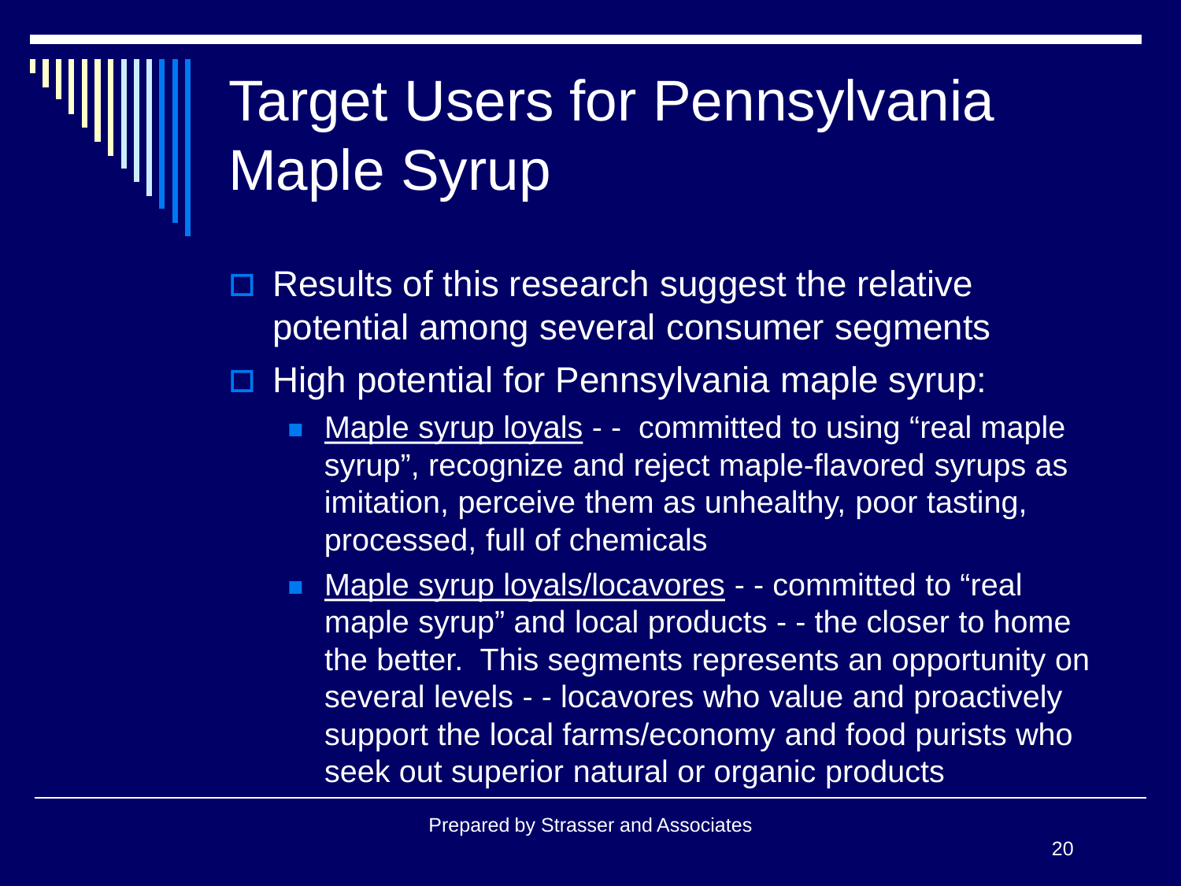# Target Users for Pennsylvania Maple Syrup

- Results of this research suggest the relative potential among several consumer segments
- High potential for Pennsylvania maple syrup:
  - <u>Maple syrup loyals</u> - - committed to using "real maple syrup", recognize and reject maple-flavored syrups as imitation, perceive them as unhealthy, poor tasting, processed, full of chemicals
  - <u>Maple syrup loyals/locavores</u> - - committed to "real maple syrup" and local products - - the closer to home the better. This segments represents an opportunity on several levels - - locavores who value and proactively support the local farms/economy and food purists who seek out superior natural or organic products

Prepared by Strasser and Associates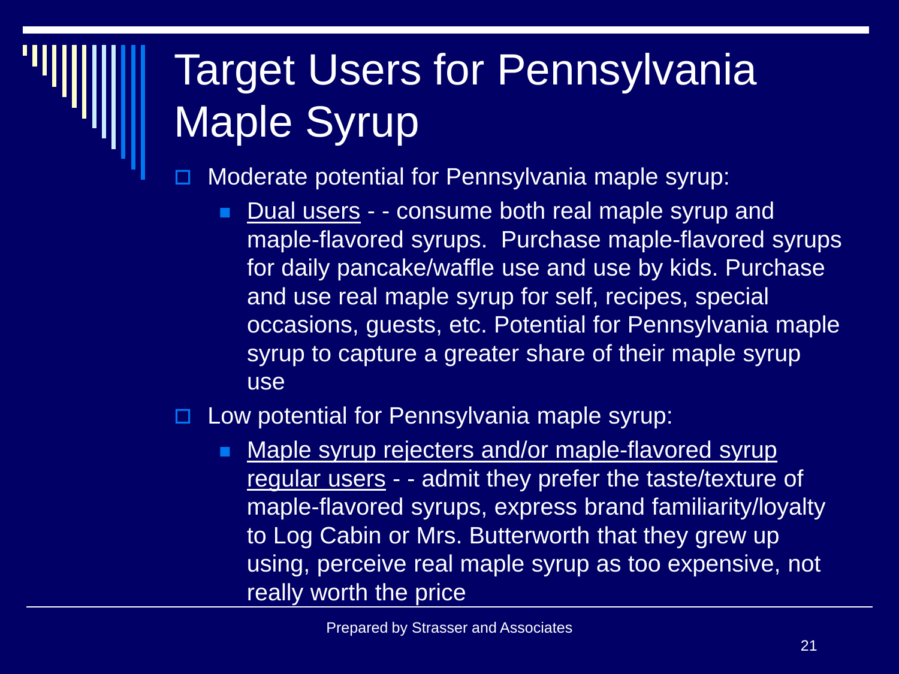# Target Users for Pennsylvania Maple Syrup

- Moderate potential for Pennsylvania maple syrup:
  - Dual users - - consume both real maple syrup and maple-flavored syrups. Purchase maple-flavored syrups for daily pancake/waffle use and use by kids. Purchase and use real maple syrup for self, recipes, special occasions, guests, etc. Potential for Pennsylvania maple syrup to capture a greater share of their maple syrup use
- Low potential for Pennsylvania maple syrup:
  - Maple syrup rejecters and/or maple-flavored syrup regular users - - admit they prefer the taste/texture of maple-flavored syrups, express brand familiarity/loyalty to Log Cabin or Mrs. Butterworth that they grew up using, perceive real maple syrup as too expensive, not really worth the price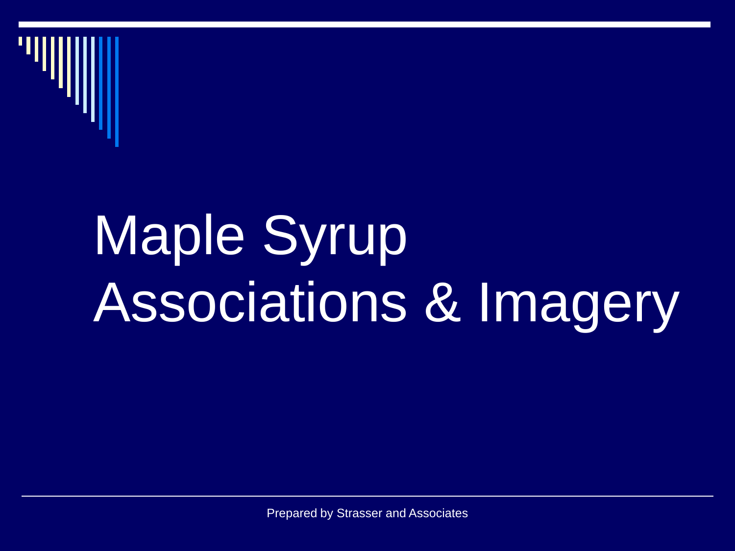# Maple Syrup Associations & Imagery

Prepared by Strasser and Associates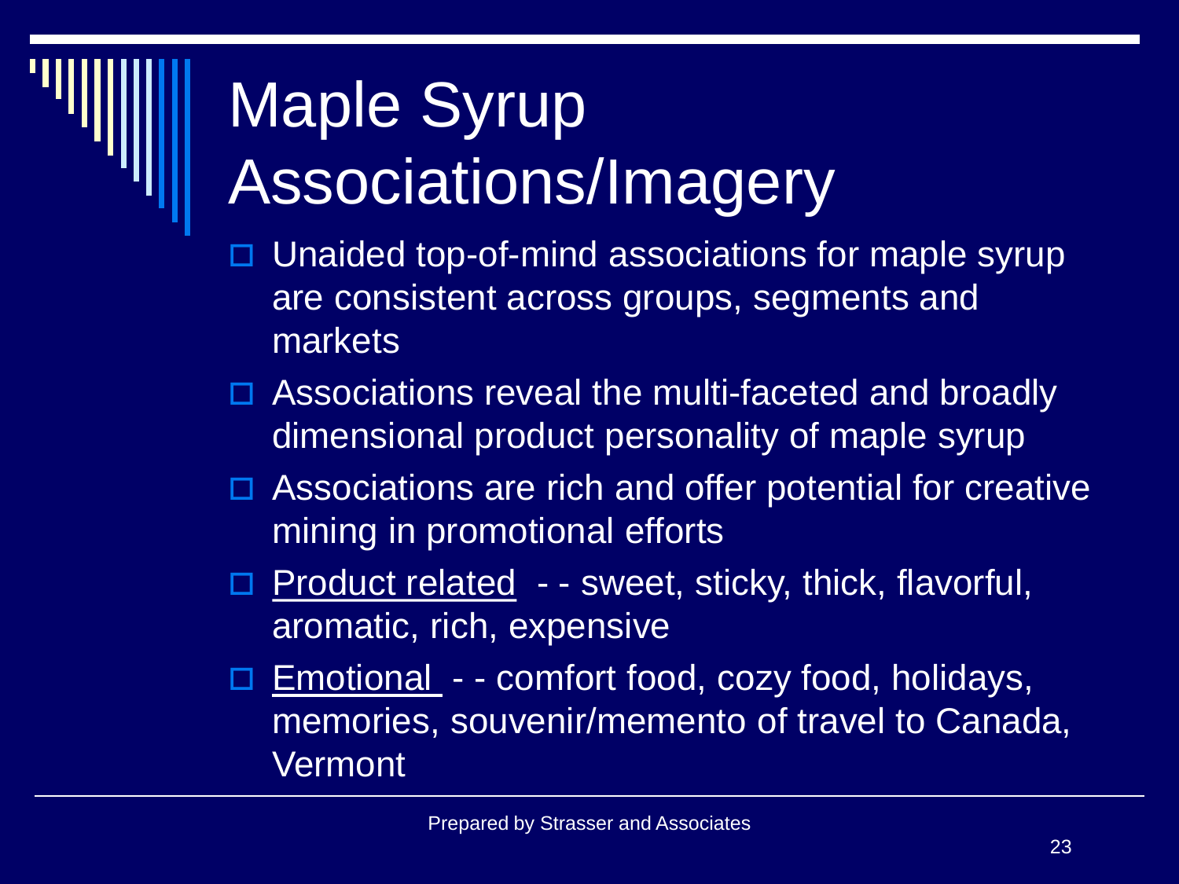# Maple Syrup Associations/Imagery

- Unaided top-of-mind associations for maple syrup are consistent across groups, segments and markets
- Associations reveal the multi-faceted and broadly dimensional product personality of maple syrup
- Associations are rich and offer potential for creative mining in promotional efforts
- <u>Product related</u> - - sweet, sticky, thick, flavorful, aromatic, rich, expensive
- <u>Emotional</u> - - comfort food, cozy food, holidays, memories, souvenir/memento of travel to Canada, Vermont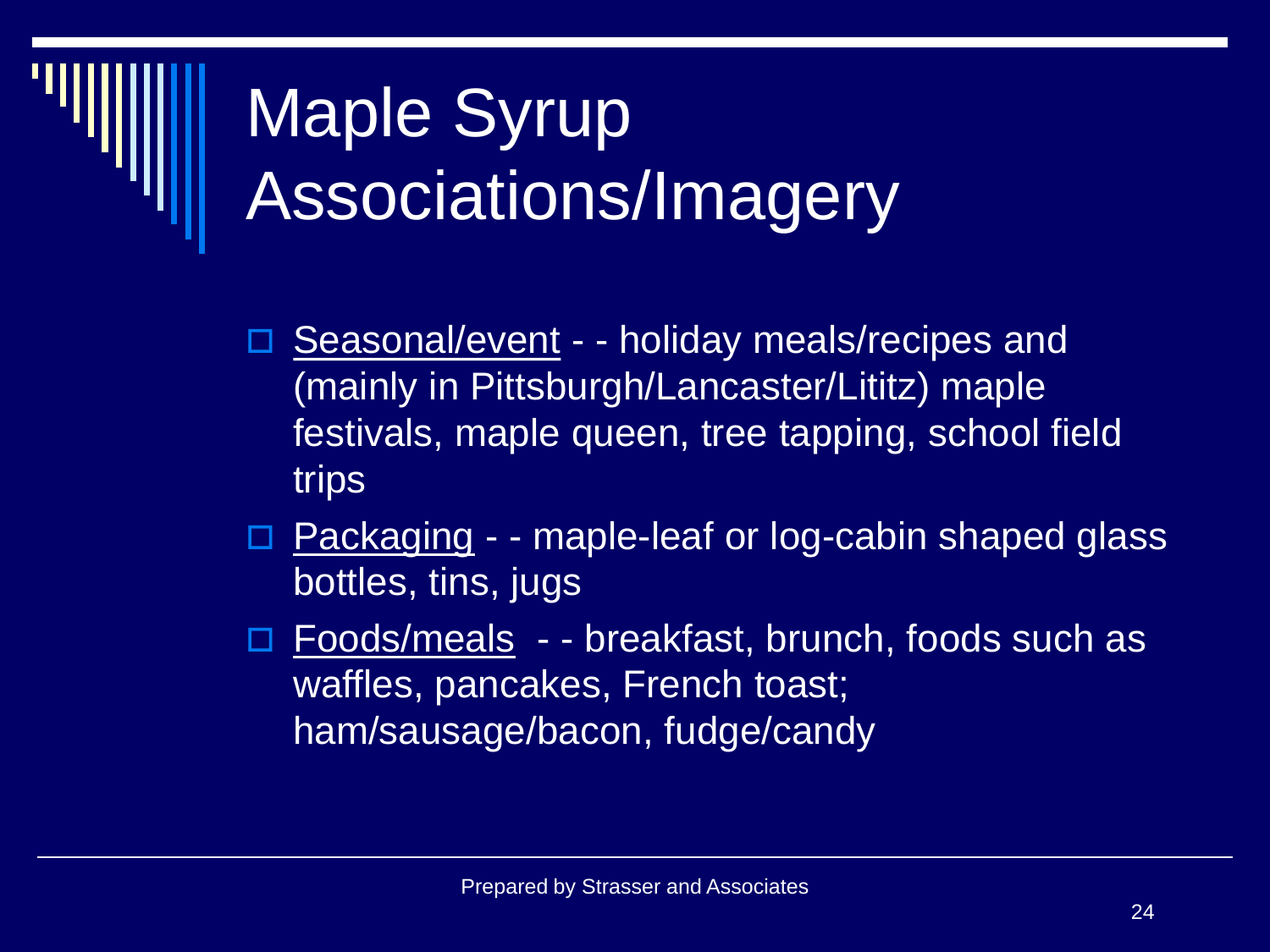# Maple Syrup Associations/Imagery

- Seasonal/event - - holiday meals/recipes and (mainly in Pittsburgh/Lancaster/Lititz) maple festivals, maple queen, tree tapping, school field trips
- Packaging - - maple-leaf or log-cabin shaped glass bottles, tins, jugs
- Foods/meals - - breakfast, brunch, foods such as waffles, pancakes, French toast; ham/sausage/bacon, fudge/candy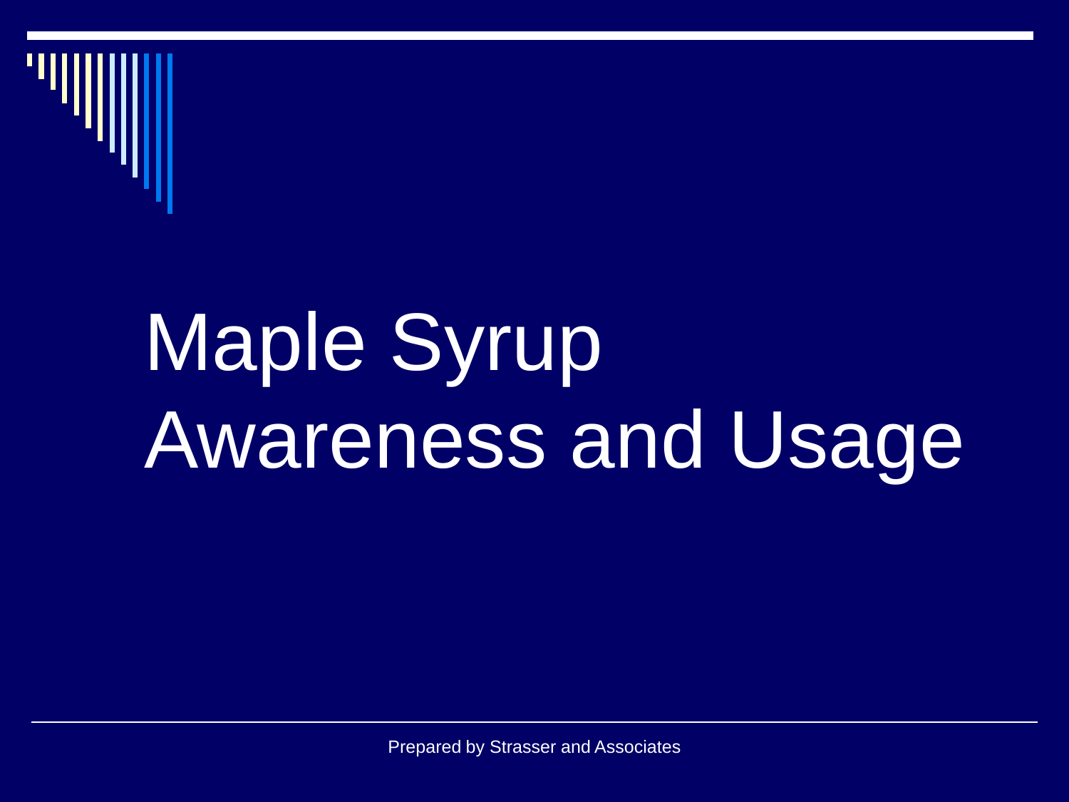# Maple Syrup Awareness and Usage

Prepared by Strasser and Associates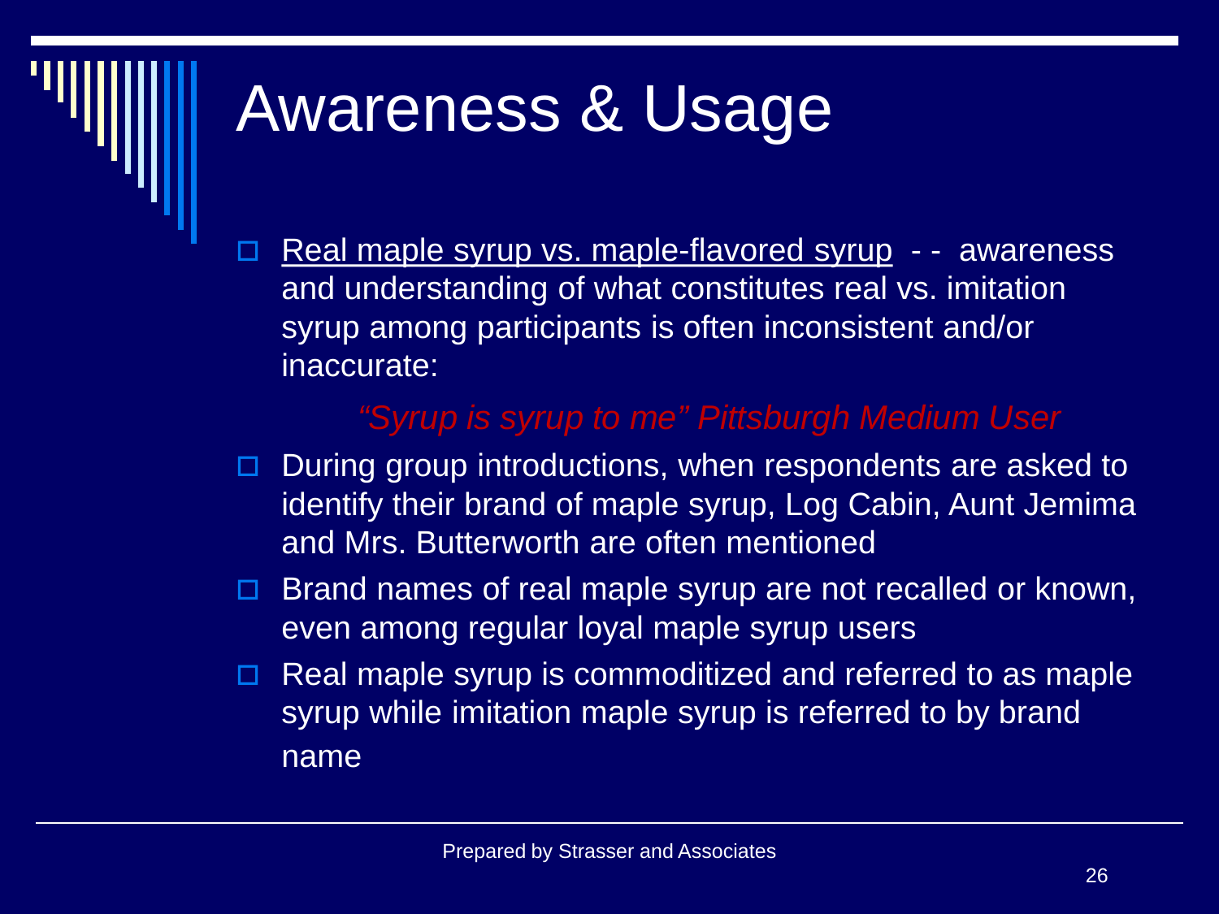# Awareness & Usage

- Real maple syrup vs. maple-flavored syrup - - awareness and understanding of what constitutes real vs. imitation syrup among participants is often inconsistent and/or inaccurate:

  *"Syrup is syrup to me" Pittsburgh Medium User*

- During group introductions, when respondents are asked to identify their brand of maple syrup, Log Cabin, Aunt Jemima and Mrs. Butterworth are often mentioned
- Brand names of real maple syrup are not recalled or known, even among regular loyal maple syrup users
- Real maple syrup is commoditized and referred to as maple syrup while imitation maple syrup is referred to by brand name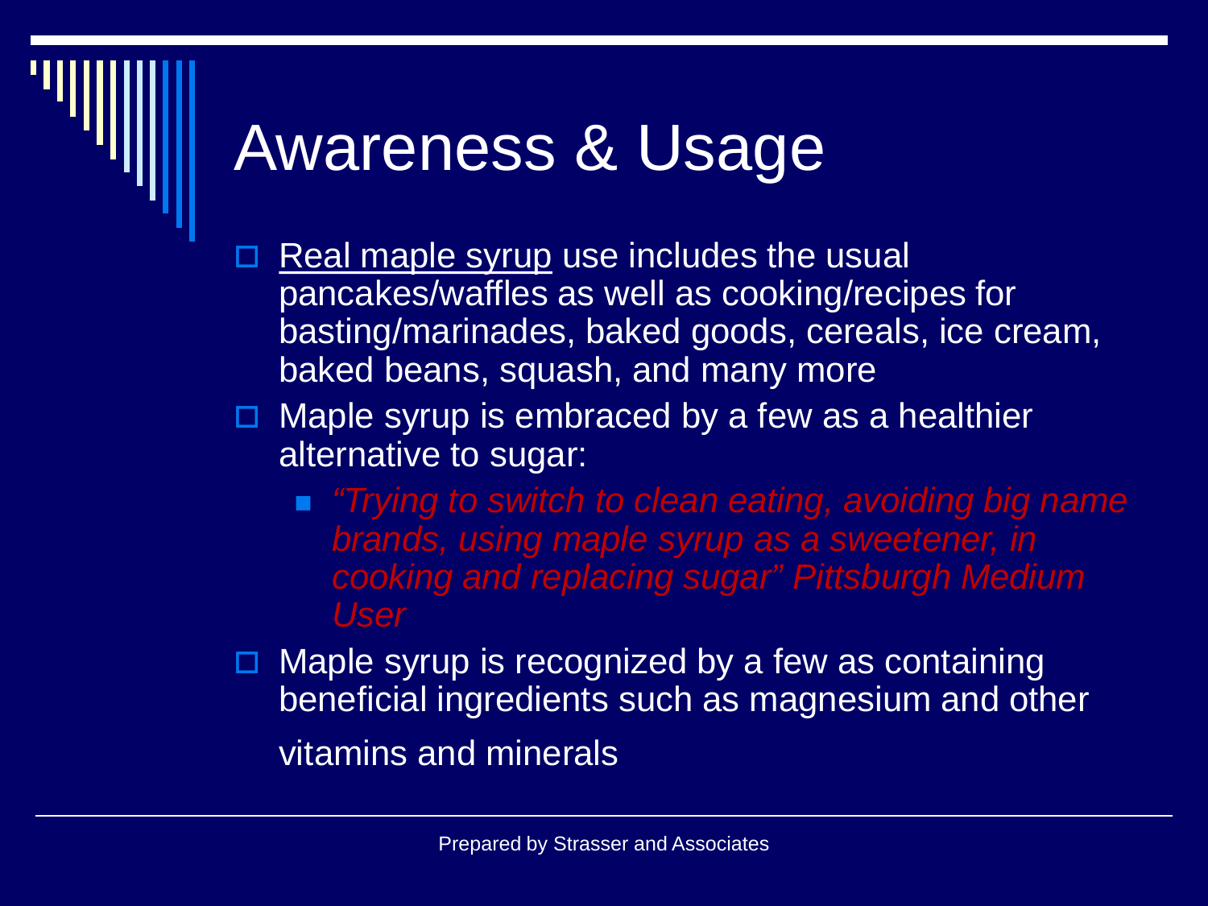# Awareness & Usage

- Real maple syrup use includes the usual pancakes/waffles as well as cooking/recipes for basting/marinades, baked goods, cereals, ice cream, baked beans, squash, and many more
- Maple syrup is embraced by a few as a healthier alternative to sugar:
  - *"Trying to switch to clean eating, avoiding big name brands, using maple syrup as a sweetener, in cooking and replacing sugar" Pittsburgh Medium User*
- Maple syrup is recognized by a few as containing beneficial ingredients such as magnesium and other vitamins and minerals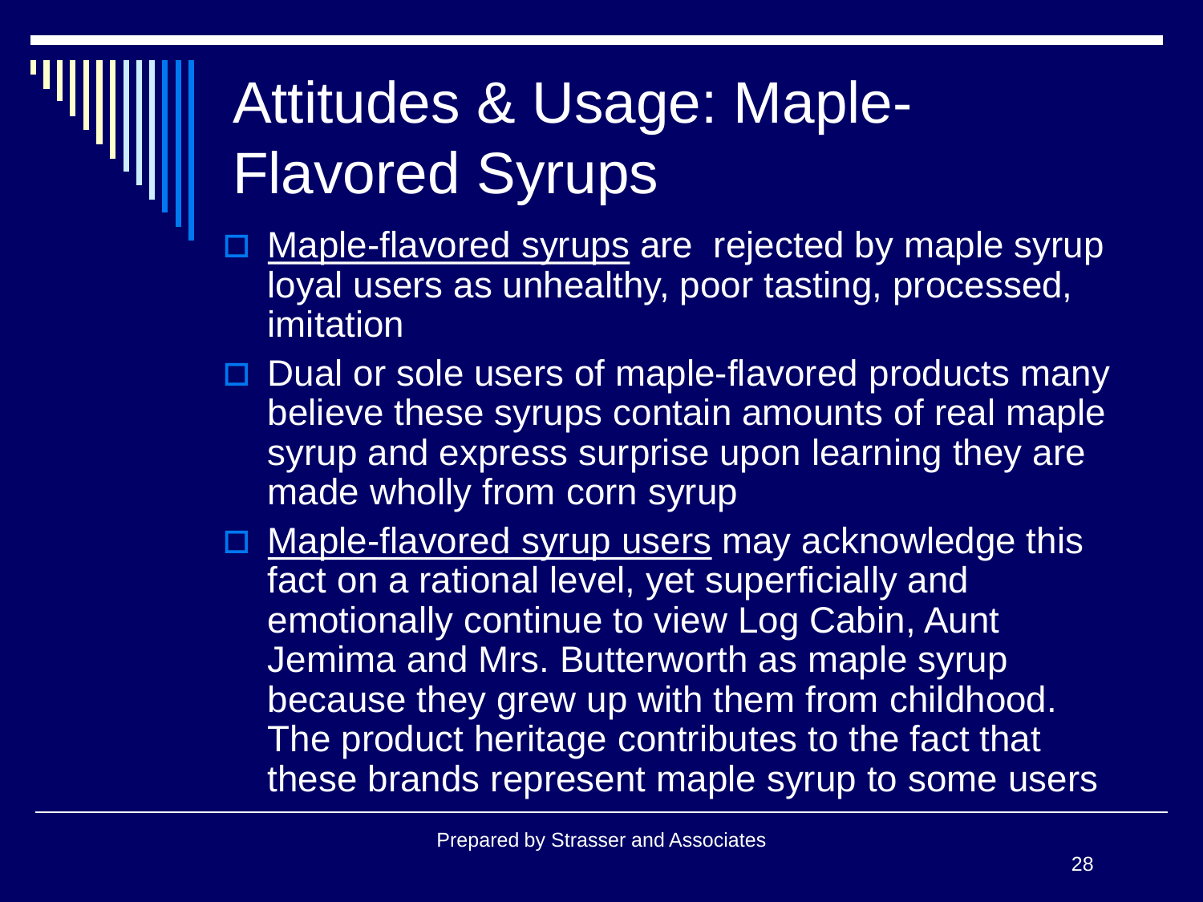# Attitudes & Usage: Maple-Flavored Syrups

- Maple-flavored syrups are rejected by maple syrup loyal users as unhealthy, poor tasting, processed, imitation
- Dual or sole users of maple-flavored products many believe these syrups contain amounts of real maple syrup and express surprise upon learning they are made wholly from corn syrup
- Maple-flavored syrup users may acknowledge this fact on a rational level, yet superficially and emotionally continue to view Log Cabin, Aunt Jemima and Mrs. Butterworth as maple syrup because they grew up with them from childhood. The product heritage contributes to the fact that these brands represent maple syrup to some users

Prepared by Strasser and Associates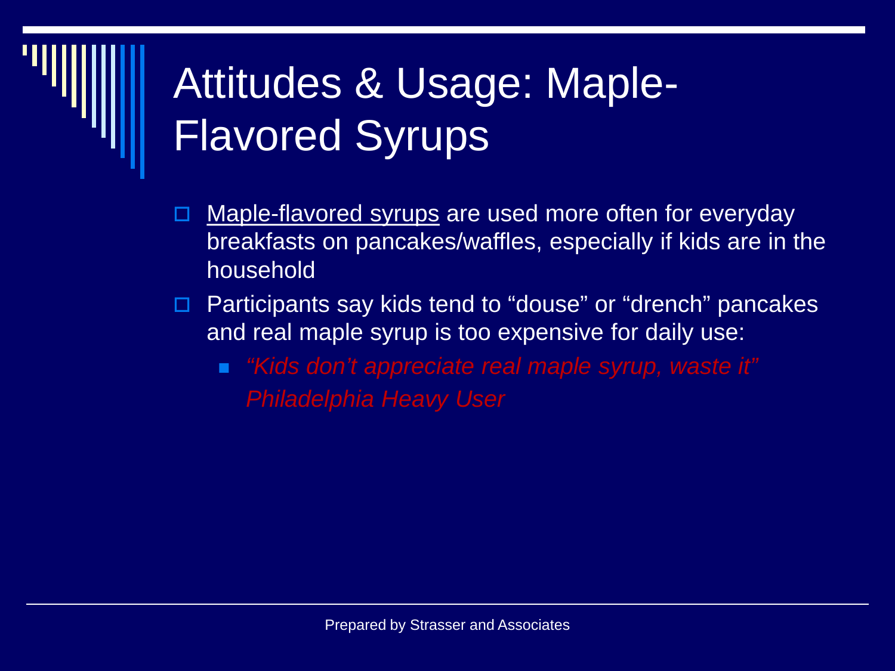# Attitudes & Usage: Maple-Flavored Syrups

- Maple-flavored syrups are used more often for everyday breakfasts on pancakes/waffles, especially if kids are in the household
- Participants say kids tend to "douse" or "drench" pancakes and real maple syrup is too expensive for daily use:
  - *"Kids don't appreciate real maple syrup, waste it" Philadelphia Heavy User*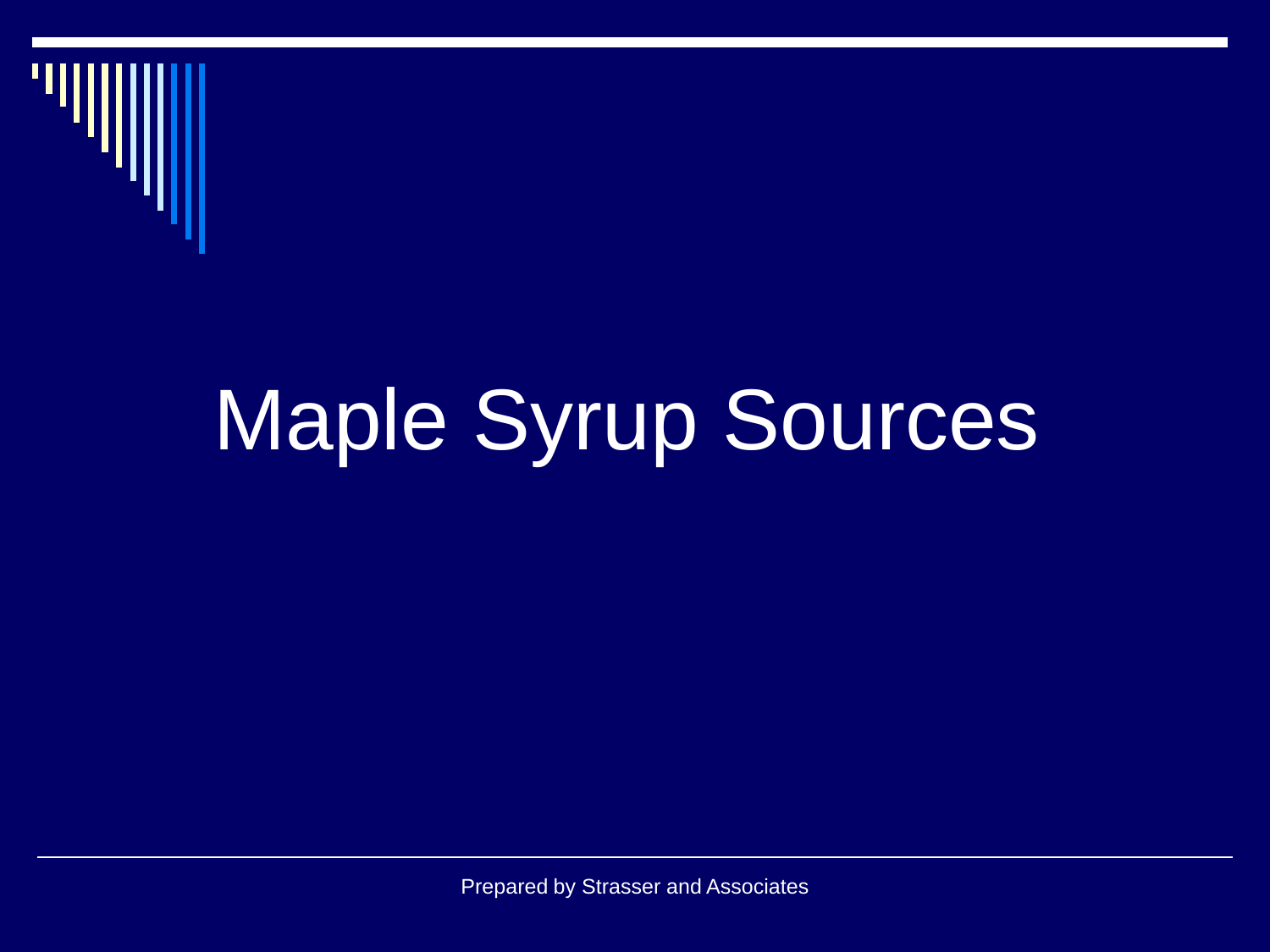# Maple Syrup Sources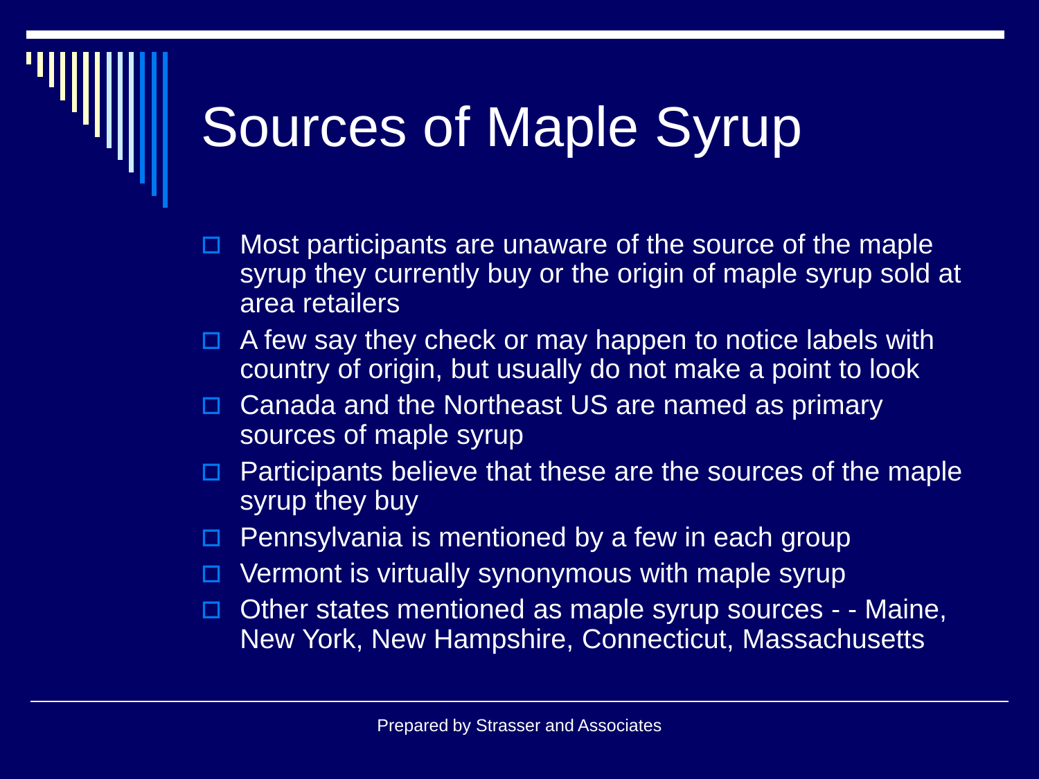# Sources of Maple Syrup

- Most participants are unaware of the source of the maple syrup they currently buy or the origin of maple syrup sold at area retailers
- A few say they check or may happen to notice labels with country of origin, but usually do not make a point to look
- Canada and the Northeast US are named as primary sources of maple syrup
- Participants believe that these are the sources of the maple syrup they buy
- Pennsylvania is mentioned by a few in each group
- Vermont is virtually synonymous with maple syrup
- Other states mentioned as maple syrup sources - - Maine, New York, New Hampshire, Connecticut, Massachusetts

Prepared by Strasser and Associates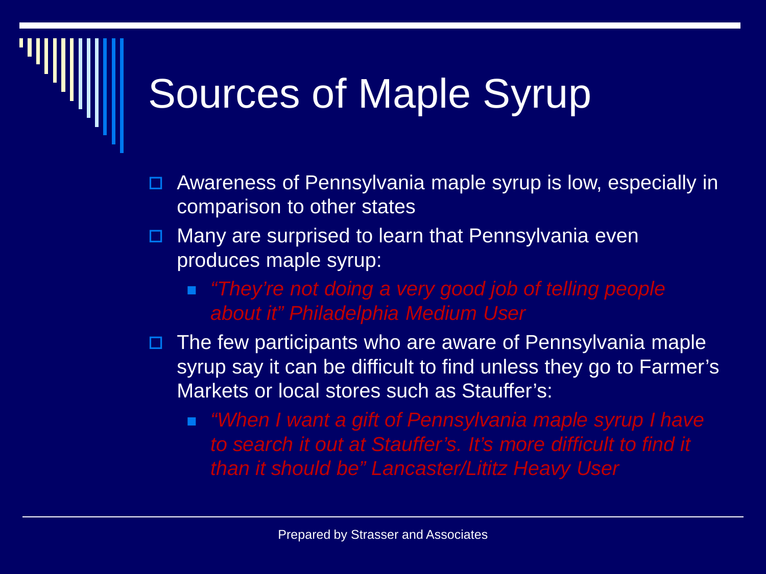# Sources of Maple Syrup

- Awareness of Pennsylvania maple syrup is low, especially in comparison to other states
- Many are surprised to learn that Pennsylvania even produces maple syrup:
  - *"They're not doing a very good job of telling people about it" Philadelphia Medium User*
- The few participants who are aware of Pennsylvania maple syrup say it can be difficult to find unless they go to Farmer's Markets or local stores such as Stauffer's:
  - *"When I want a gift of Pennsylvania maple syrup I have to search it out at Stauffer's. It's more difficult to find it than it should be" Lancaster/Lititz Heavy User*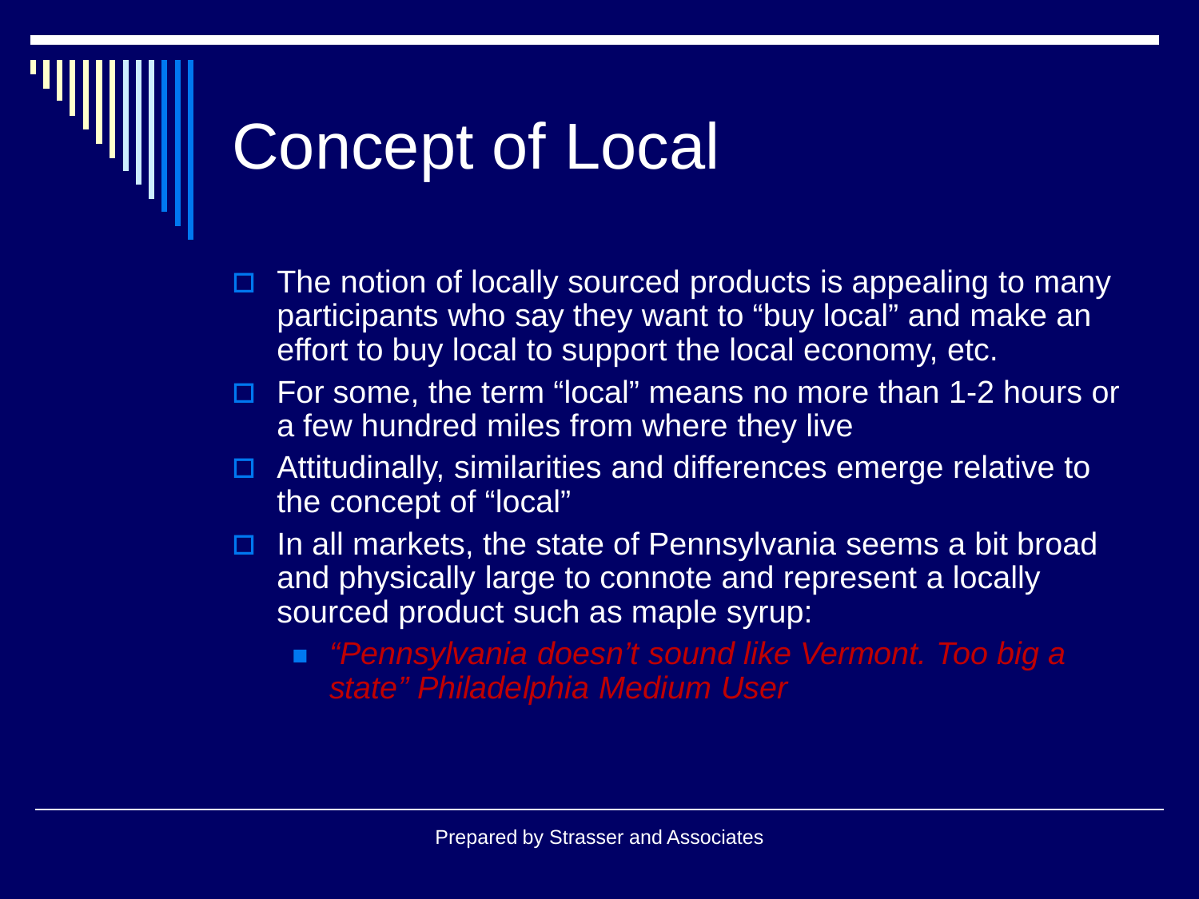# Concept of Local

- The notion of locally sourced products is appealing to many participants who say they want to "buy local" and make an effort to buy local to support the local economy, etc.
- For some, the term "local" means no more than 1-2 hours or a few hundred miles from where they live
- Attitudinally, similarities and differences emerge relative to the concept of "local"
- In all markets, the state of Pennsylvania seems a bit broad and physically large to connote and represent a locally sourced product such as maple syrup:
  - *"Pennsylvania doesn't sound like Vermont. Too big a state" Philadelphia Medium User*

Prepared by Strasser and Associates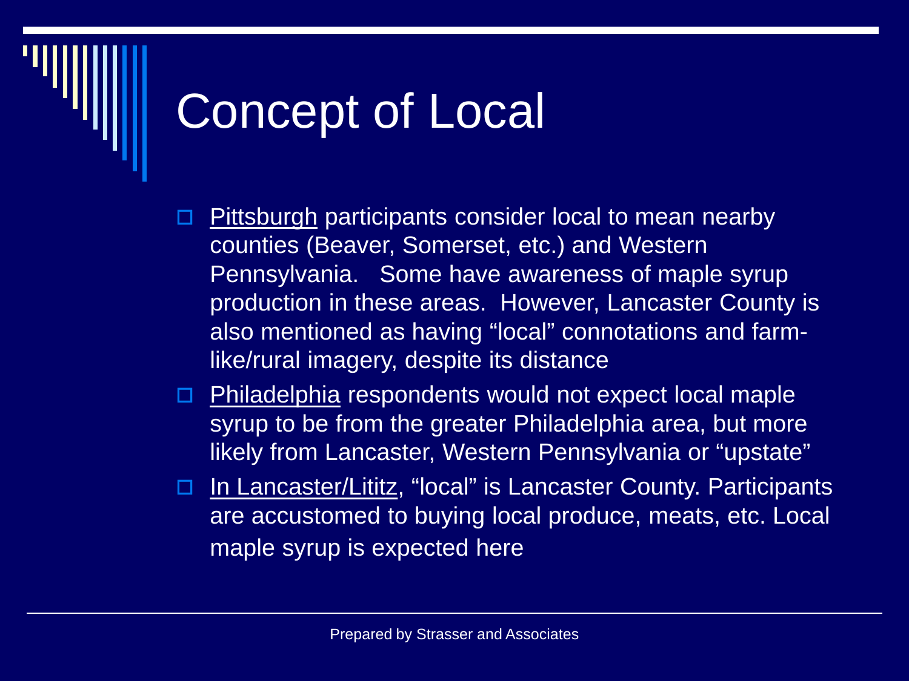# Concept of Local

- Pittsburgh participants consider local to mean nearby counties (Beaver, Somerset, etc.) and Western Pennsylvania. Some have awareness of maple syrup production in these areas. However, Lancaster County is also mentioned as having "local" connotations and farm-like/rural imagery, despite its distance
- Philadelphia respondents would not expect local maple syrup to be from the greater Philadelphia area, but more likely from Lancaster, Western Pennsylvania or "upstate"
- In Lancaster/Lititz, "local" is Lancaster County. Participants are accustomed to buying local produce, meats, etc. Local maple syrup is expected here

Prepared by Strasser and Associates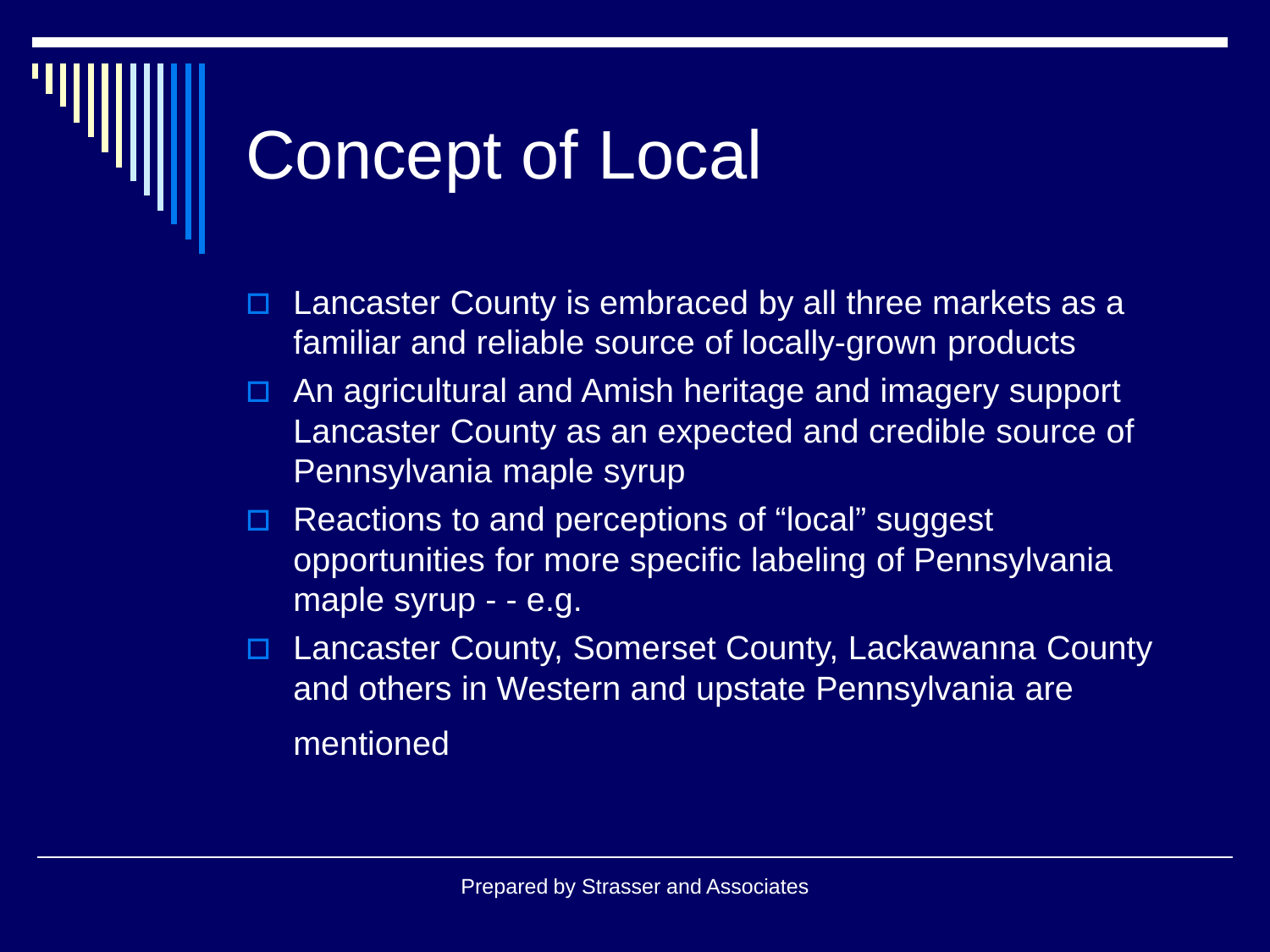# Concept of Local

- Lancaster County is embraced by all three markets as a familiar and reliable source of locally-grown products
- An agricultural and Amish heritage and imagery support Lancaster County as an expected and credible source of Pennsylvania maple syrup
- Reactions to and perceptions of "local" suggest opportunities for more specific labeling of Pennsylvania maple syrup - - e.g.
- Lancaster County, Somerset County, Lackawanna County and others in Western and upstate Pennsylvania are mentioned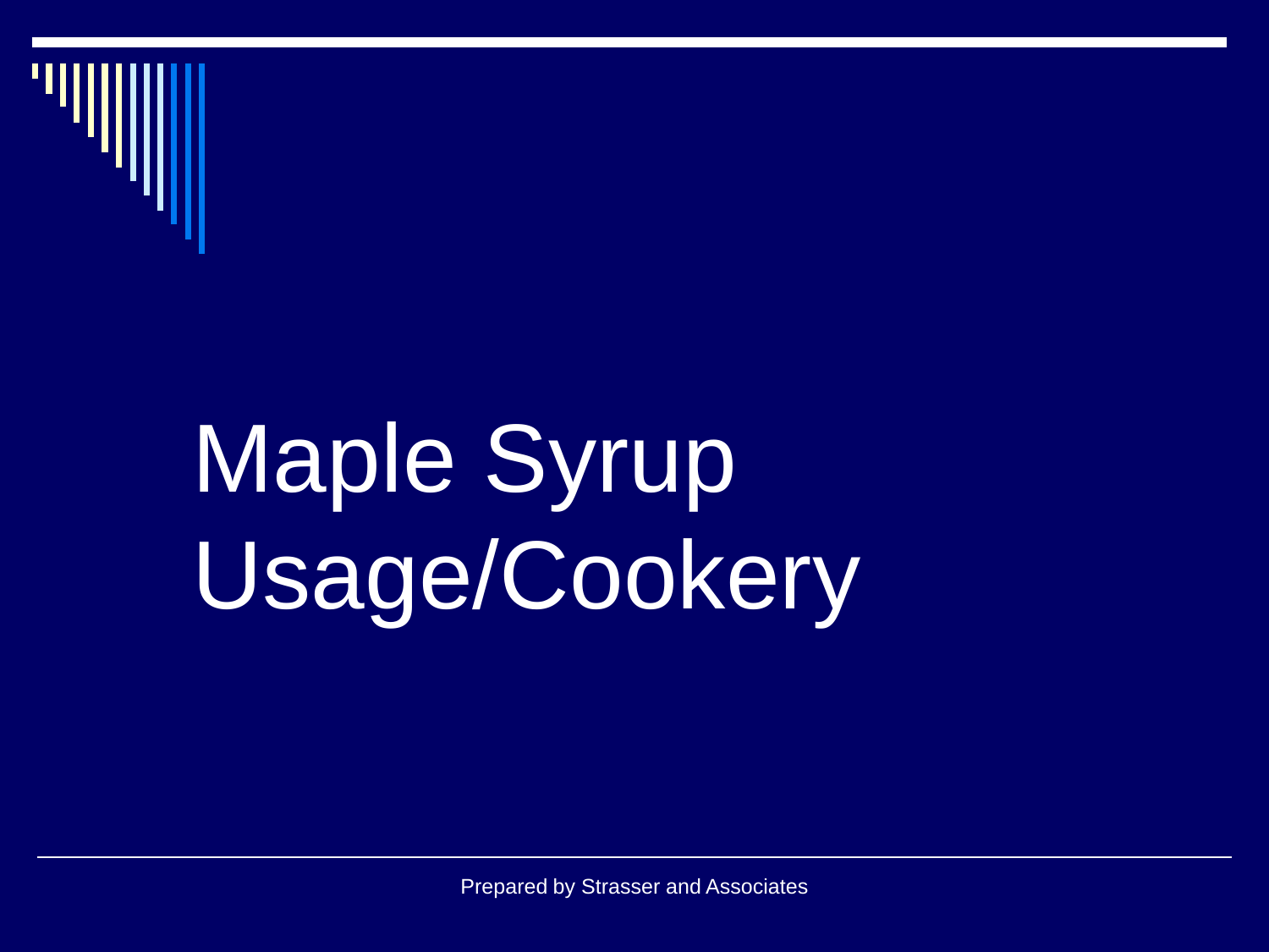# Maple Syrup Usage/Cookery

Prepared by Strasser and Associates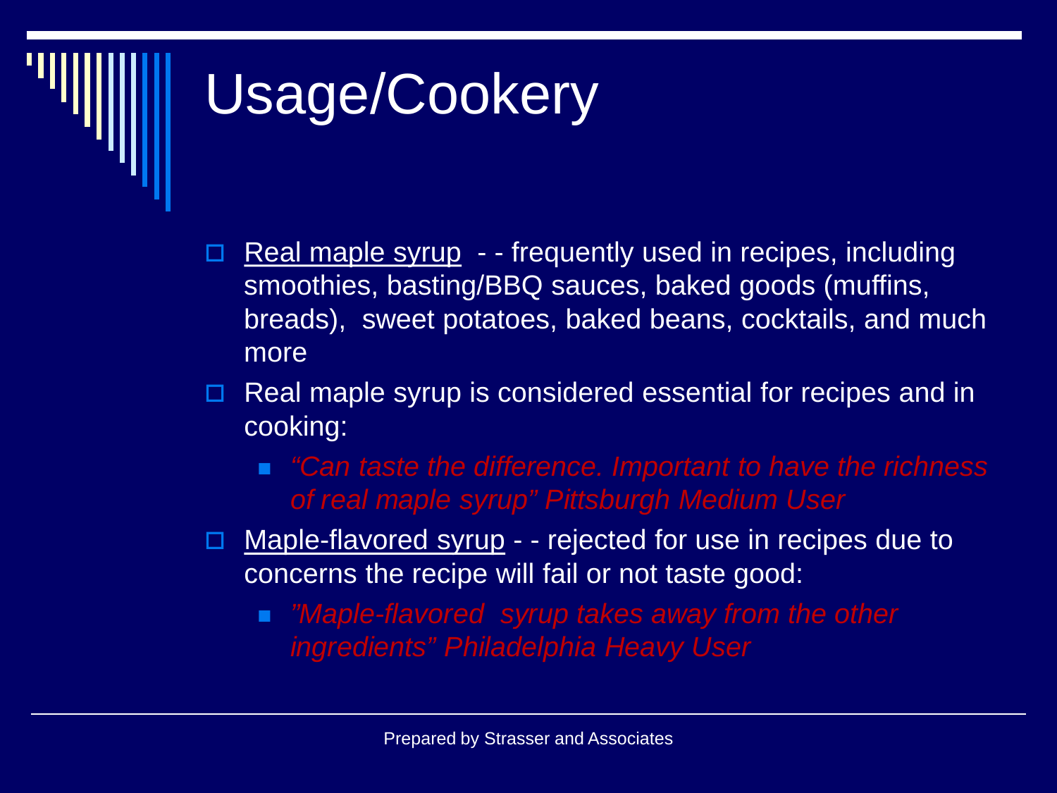# Usage/Cookery

- Real maple syrup - - frequently used in recipes, including smoothies, basting/BBQ sauces, baked goods (muffins, breads), sweet potatoes, baked beans, cocktails, and much more
- Real maple syrup is considered essential for recipes and in cooking:
  - *"Can taste the difference. Important to have the richness of real maple syrup" Pittsburgh Medium User*
- Maple-flavored syrup - - rejected for use in recipes due to concerns the recipe will fail or not taste good:
  - *"Maple-flavored syrup takes away from the other ingredients" Philadelphia Heavy User*

Prepared by Strasser and Associates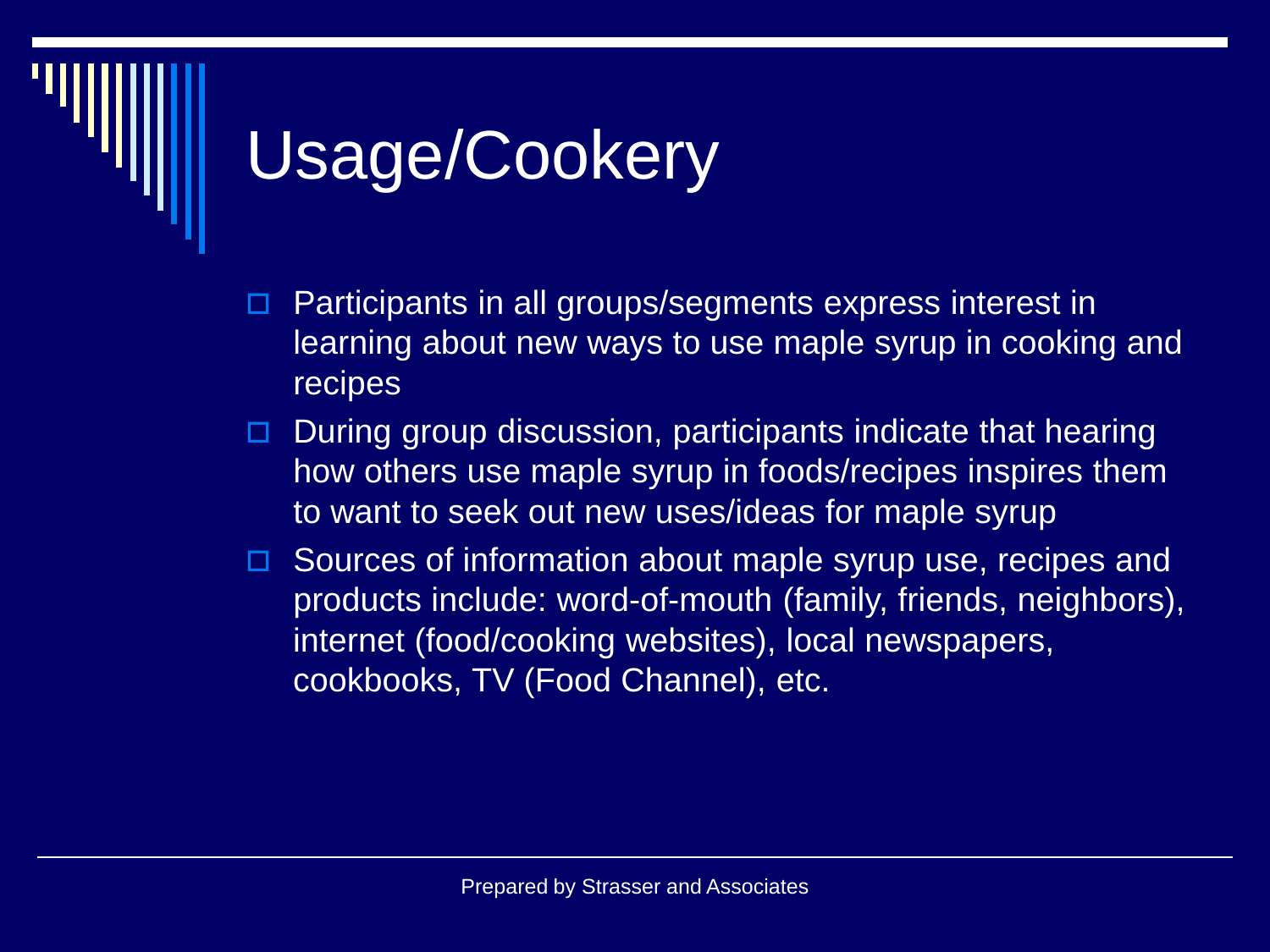# Usage/Cookery

- Participants in all groups/segments express interest in learning about new ways to use maple syrup in cooking and recipes
- During group discussion, participants indicate that hearing how others use maple syrup in foods/recipes inspires them to want to seek out new uses/ideas for maple syrup
- Sources of information about maple syrup use, recipes and products include: word-of-mouth (family, friends, neighbors), internet (food/cooking websites), local newspapers, cookbooks, TV (Food Channel), etc.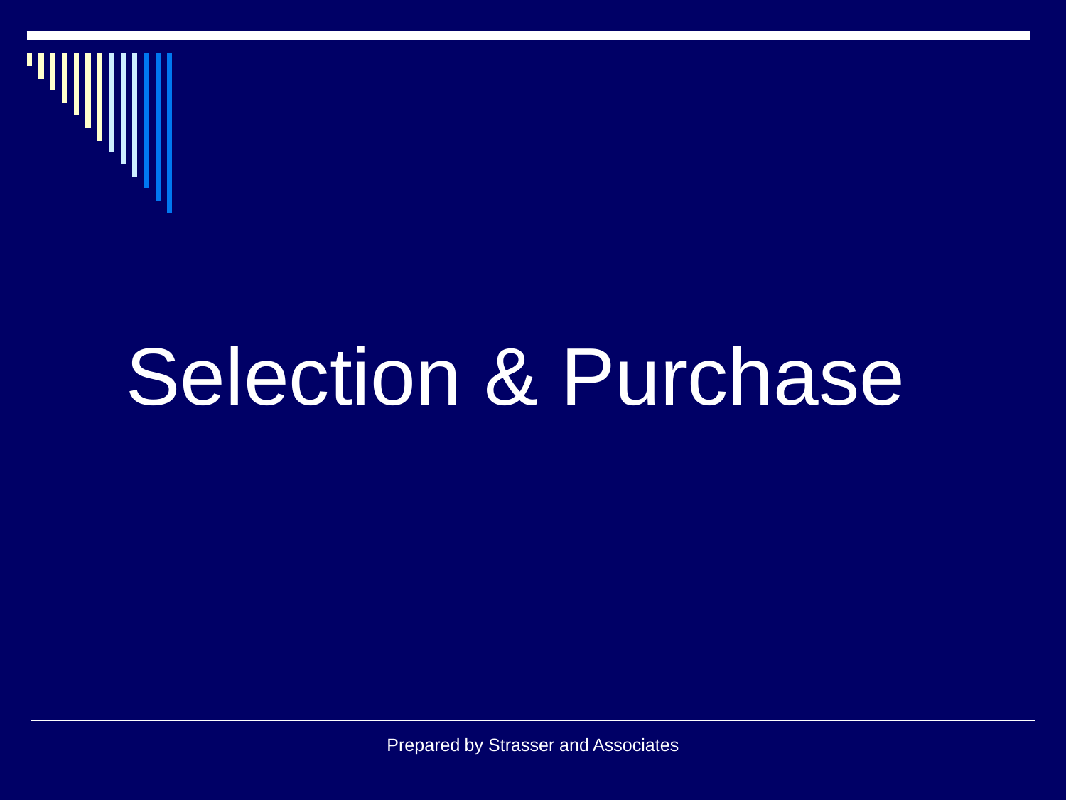# Selection & Purchase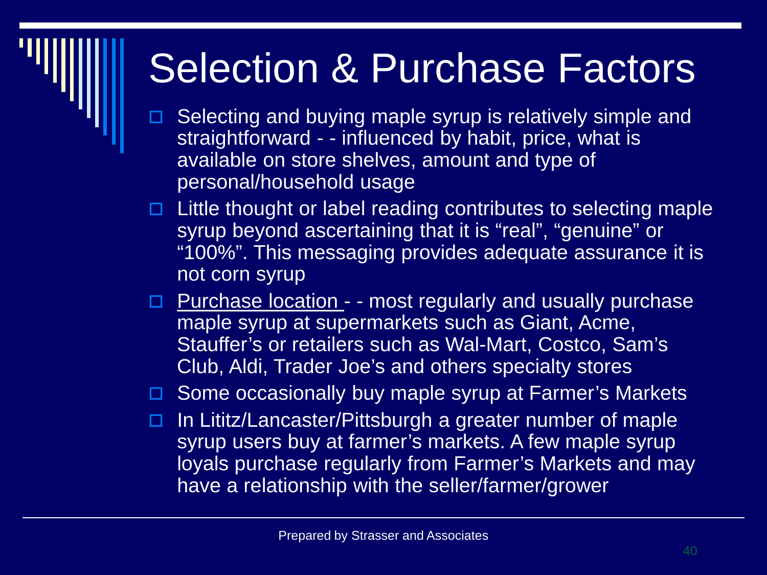# Selection & Purchase Factors

- Selecting and buying maple syrup is relatively simple and straightforward - - influenced by habit, price, what is available on store shelves, amount and type of personal/household usage
- Little thought or label reading contributes to selecting maple syrup beyond ascertaining that it is "real", "genuine" or "100%". This messaging provides adequate assurance it is not corn syrup
- Purchase location - - most regularly and usually purchase maple syrup at supermarkets such as Giant, Acme, Stauffer's or retailers such as Wal-Mart, Costco, Sam's Club, Aldi, Trader Joe's and others specialty stores
- Some occasionally buy maple syrup at Farmer's Markets
- In Lititz/Lancaster/Pittsburgh a greater number of maple syrup users buy at farmer's markets. A few maple syrup loyals purchase regularly from Farmer's Markets and may have a relationship with the seller/farmer/grower

Prepared by Strasser and Associates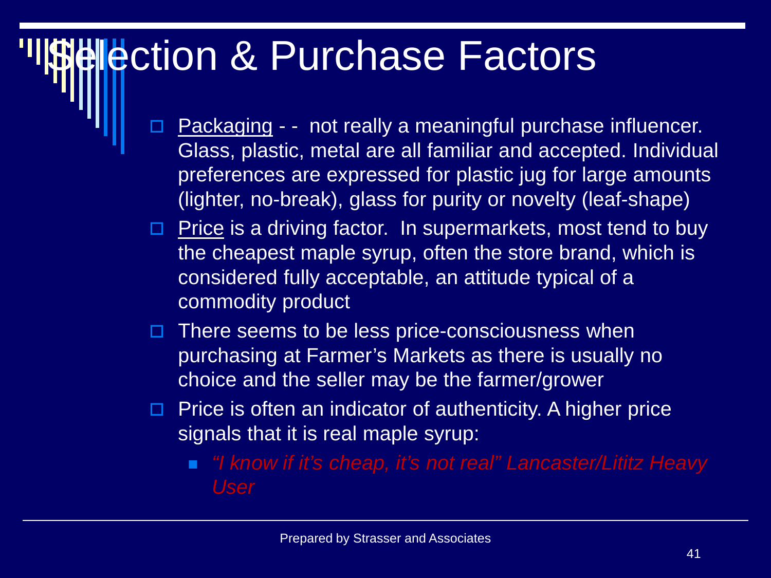# Selection & Purchase Factors

- Packaging - - not really a meaningful purchase influencer. Glass, plastic, metal are all familiar and accepted. Individual preferences are expressed for plastic jug for large amounts (lighter, no-break), glass for purity or novelty (leaf-shape)
- Price is a driving factor. In supermarkets, most tend to buy the cheapest maple syrup, often the store brand, which is considered fully acceptable, an attitude typical of a commodity product
- There seems to be less price-consciousness when purchasing at Farmer's Markets as there is usually no choice and the seller may be the farmer/grower
- Price is often an indicator of authenticity. A higher price signals that it is real maple syrup:
  - *"I know if it's cheap, it's not real" Lancaster/Lititz Heavy User*

Prepared by Strasser and Associates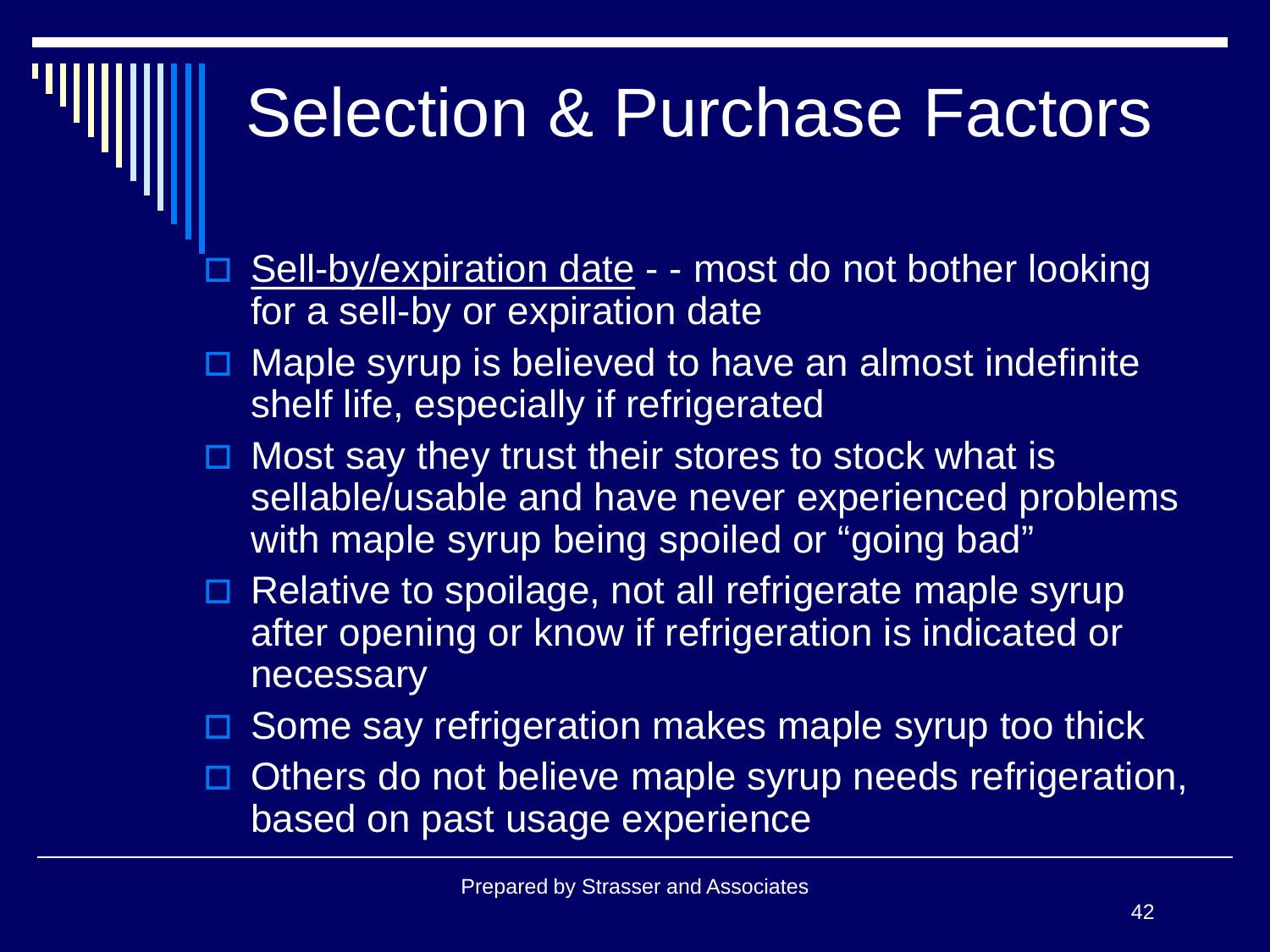# Selection & Purchase Factors

- Sell-by/expiration date - - most do not bother looking for a sell-by or expiration date
- Maple syrup is believed to have an almost indefinite shelf life, especially if refrigerated
- Most say they trust their stores to stock what is sellable/usable and have never experienced problems with maple syrup being spoiled or "going bad"
- Relative to spoilage, not all refrigerate maple syrup after opening or know if refrigeration is indicated or necessary
- Some say refrigeration makes maple syrup too thick
- Others do not believe maple syrup needs refrigeration, based on past usage experience

Prepared by Strasser and Associates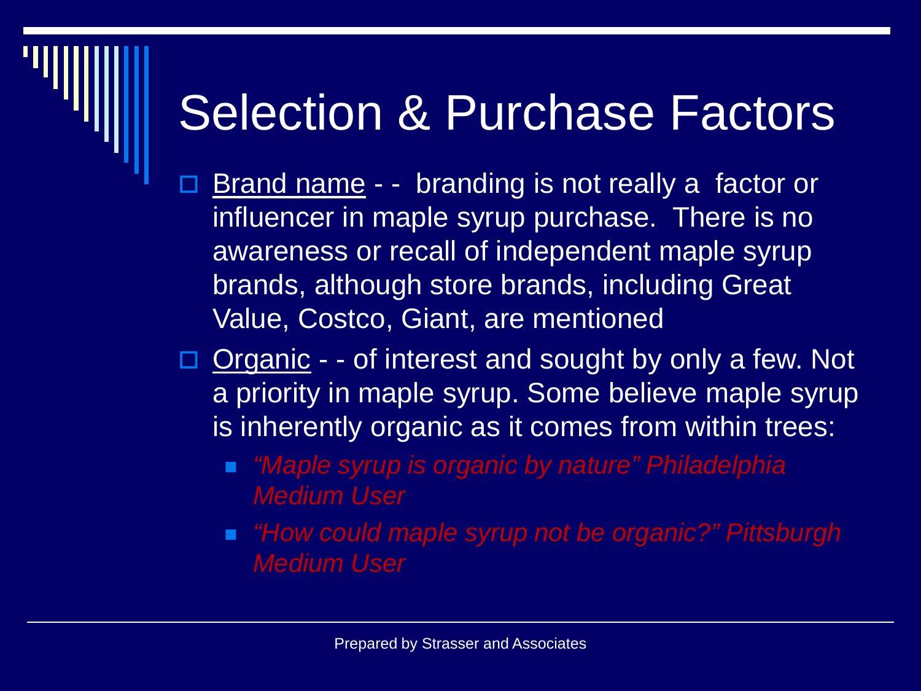# Selection & Purchase Factors

- Brand name - - branding is not really a factor or influencer in maple syrup purchase. There is no awareness or recall of independent maple syrup brands, although store brands, including Great Value, Costco, Giant, are mentioned
- Organic - - of interest and sought by only a few. Not a priority in maple syrup. Some believe maple syrup is inherently organic as it comes from within trees:
  - *"Maple syrup is organic by nature" Philadelphia Medium User*
  - *"How could maple syrup not be organic?" Pittsburgh Medium User*

Prepared by Strasser and Associates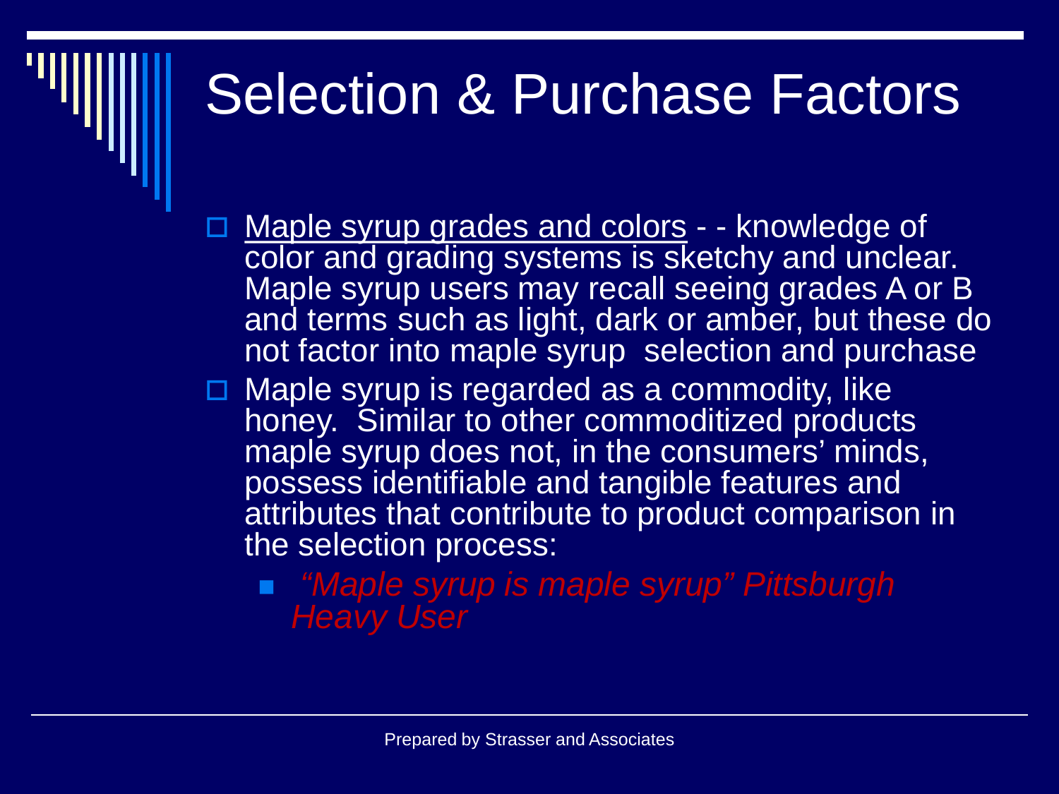# Selection & Purchase Factors

- Maple syrup grades and colors - - knowledge of color and grading systems is sketchy and unclear. Maple syrup users may recall seeing grades A or B and terms such as light, dark or amber, but these do not factor into maple syrup selection and purchase
- Maple syrup is regarded as a commodity, like honey. Similar to other commoditized products maple syrup does not, in the consumers' minds, possess identifiable and tangible features and attributes that contribute to product comparison in the selection process:
  - *"Maple syrup is maple syrup" Pittsburgh Heavy User*

Prepared by Strasser and Associates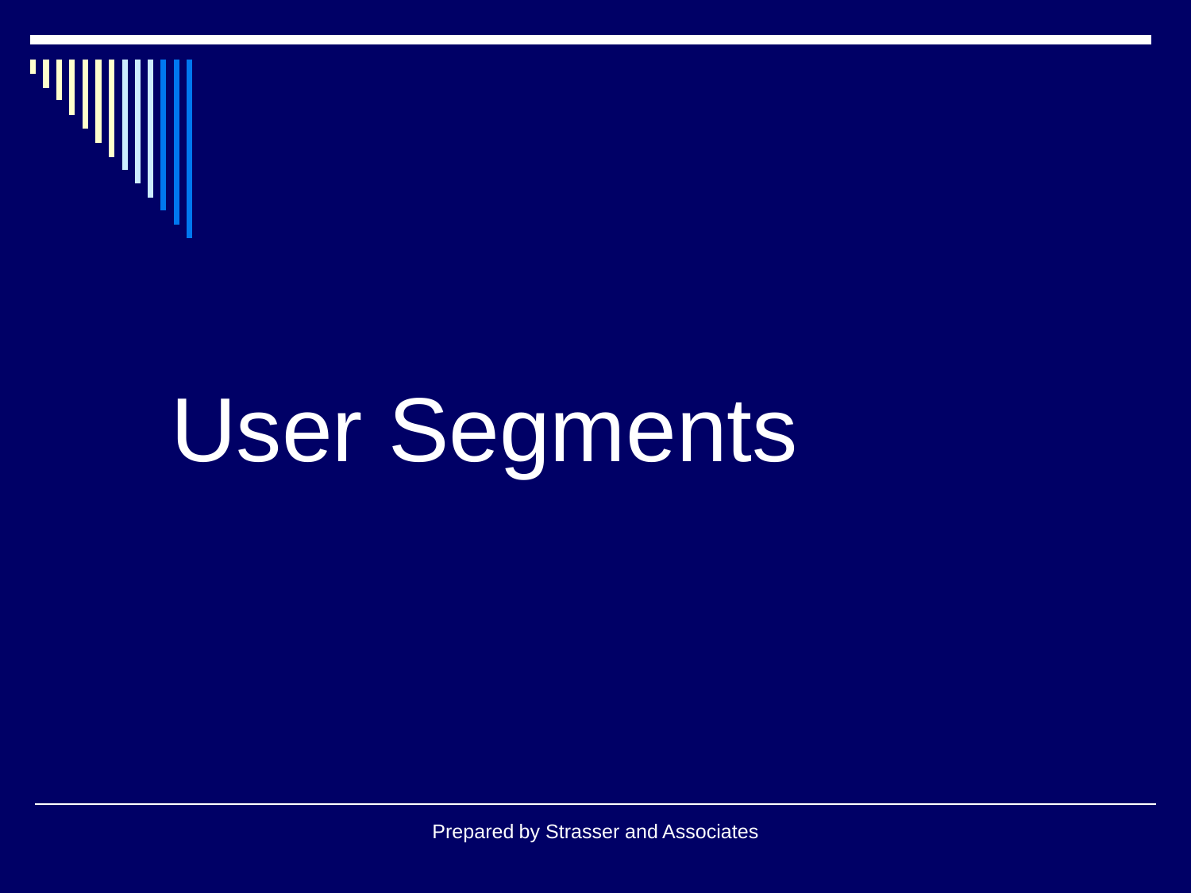# User Segments

Prepared by Strasser and Associates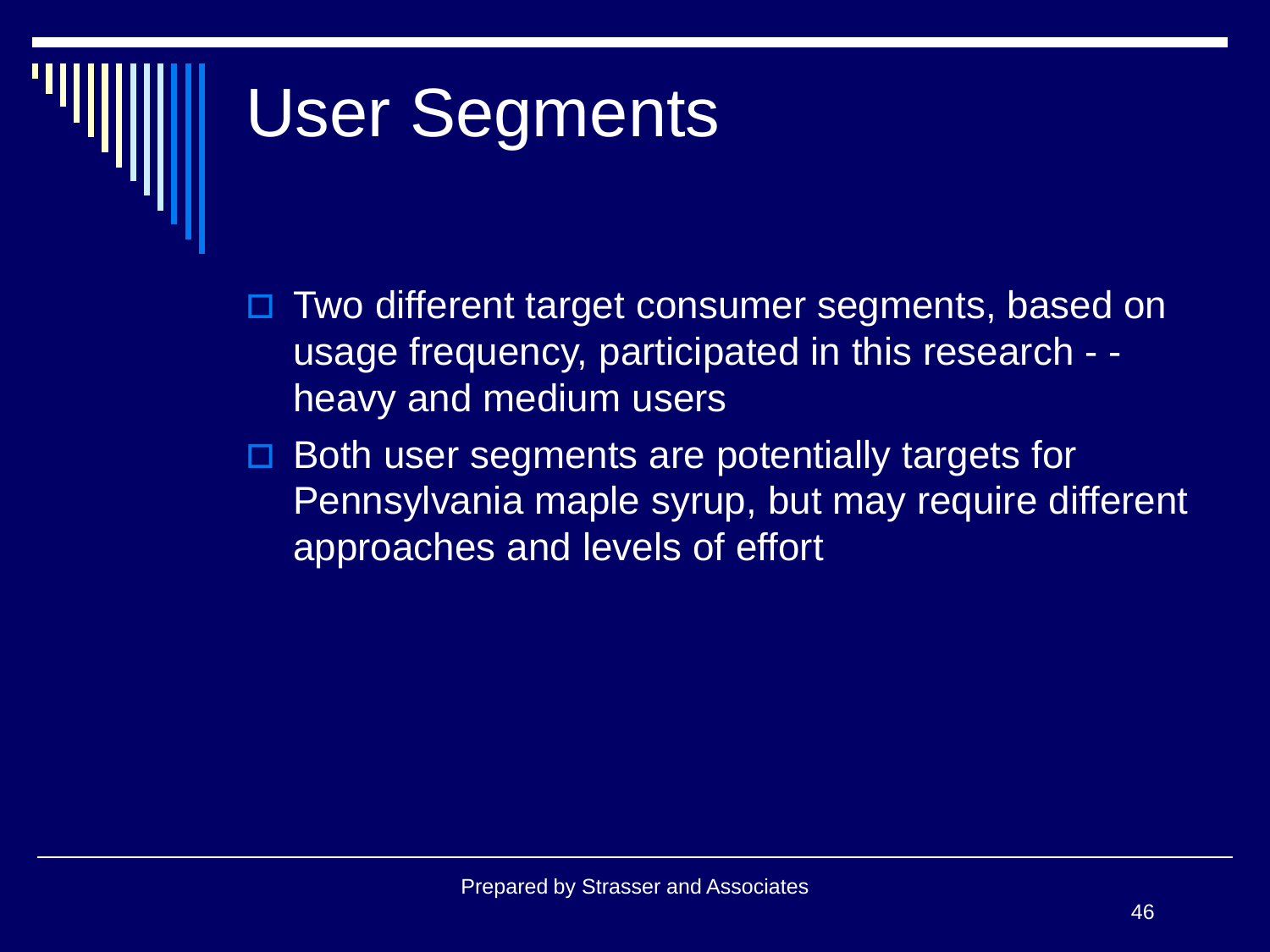# User Segments

- Two different target consumer segments, based on usage frequency, participated in this research - - heavy and medium users
- Both user segments are potentially targets for Pennsylvania maple syrup, but may require different approaches and levels of effort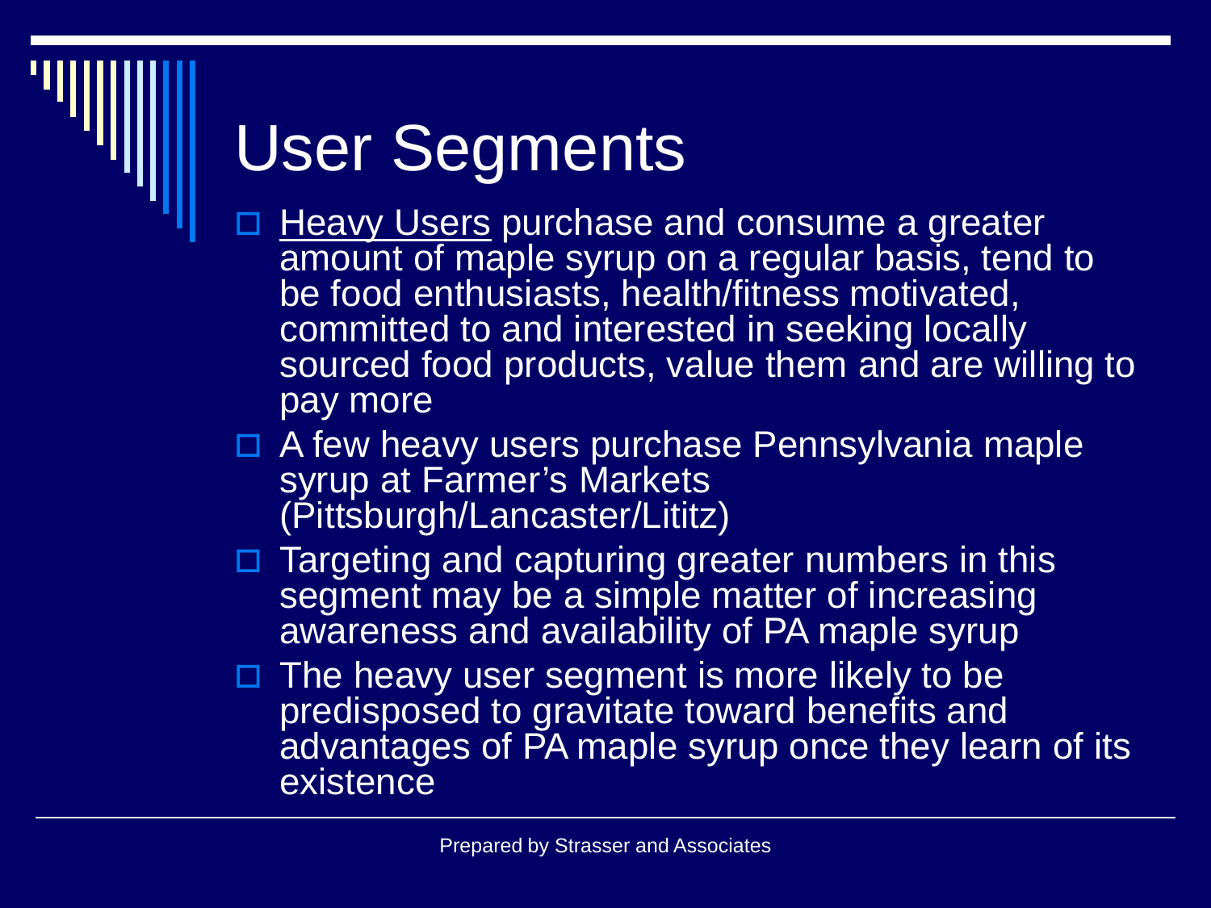# User Segments

- Heavy Users purchase and consume a greater amount of maple syrup on a regular basis, tend to be food enthusiasts, health/fitness motivated, committed to and interested in seeking locally sourced food products, value them and are willing to pay more
- A few heavy users purchase Pennsylvania maple syrup at Farmer's Markets (Pittsburgh/Lancaster/Lititz)
- Targeting and capturing greater numbers in this segment may be a simple matter of increasing awareness and availability of PA maple syrup
- The heavy user segment is more likely to be predisposed to gravitate toward benefits and advantages of PA maple syrup once they learn of its existence

Prepared by Strasser and Associates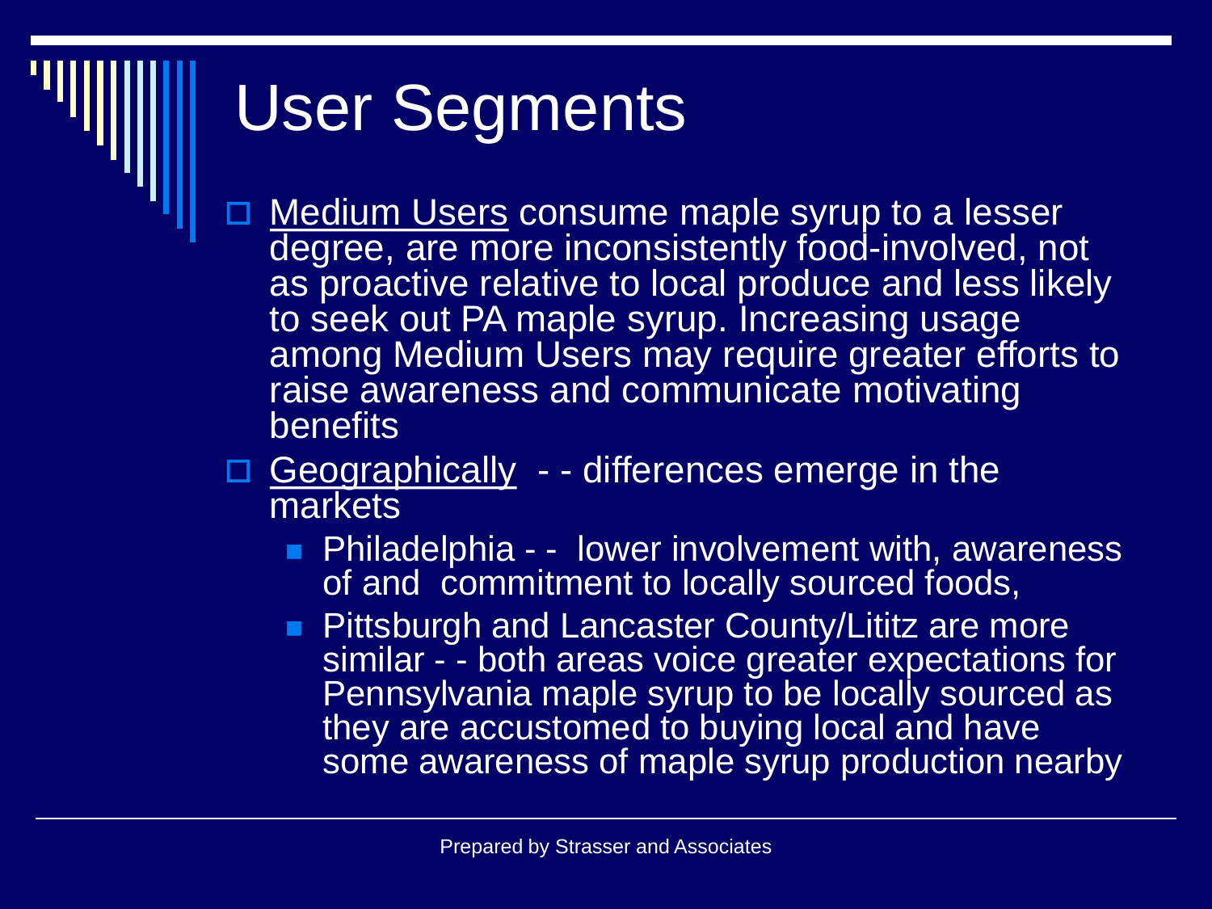# User Segments

- Medium Users consume maple syrup to a lesser degree, are more inconsistently food-involved, not as proactive relative to local produce and less likely to seek out PA maple syrup. Increasing usage among Medium Users may require greater efforts to raise awareness and communicate motivating benefits
- Geographically - - differences emerge in the markets
  - Philadelphia - - lower involvement with, awareness of and commitment to locally sourced foods,
  - Pittsburgh and Lancaster County/Lititz are more similar - - both areas voice greater expectations for Pennsylvania maple syrup to be locally sourced as they are accustomed to buying local and have some awareness of maple syrup production nearby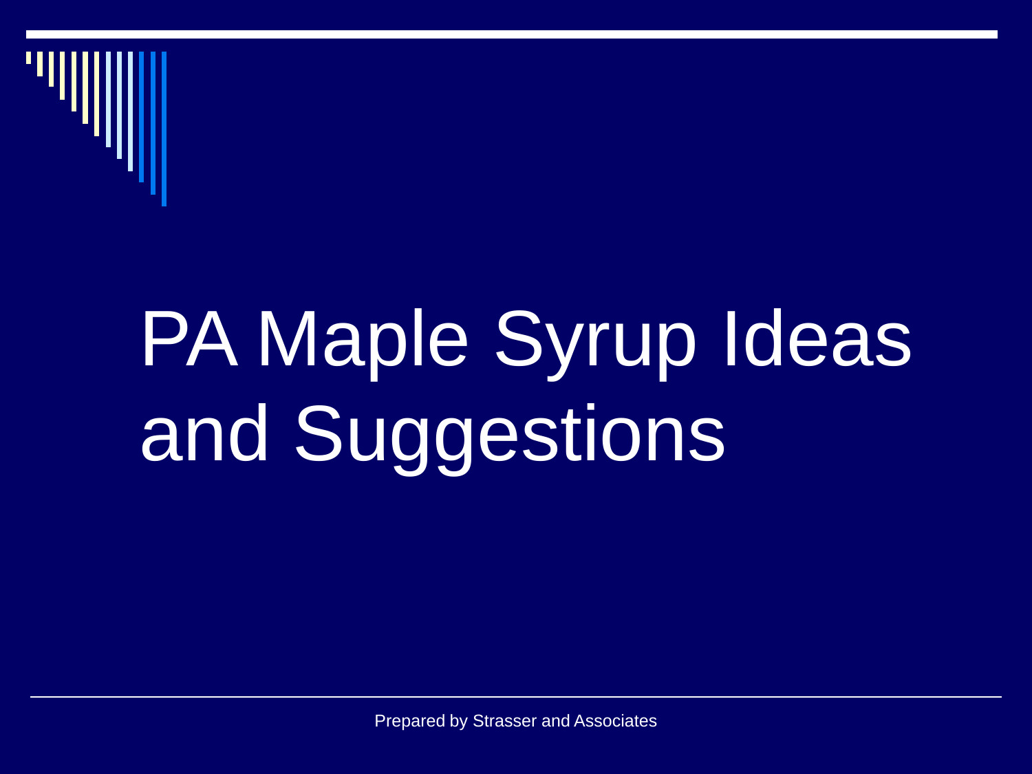# PA Maple Syrup Ideas and Suggestions

Prepared by Strasser and Associates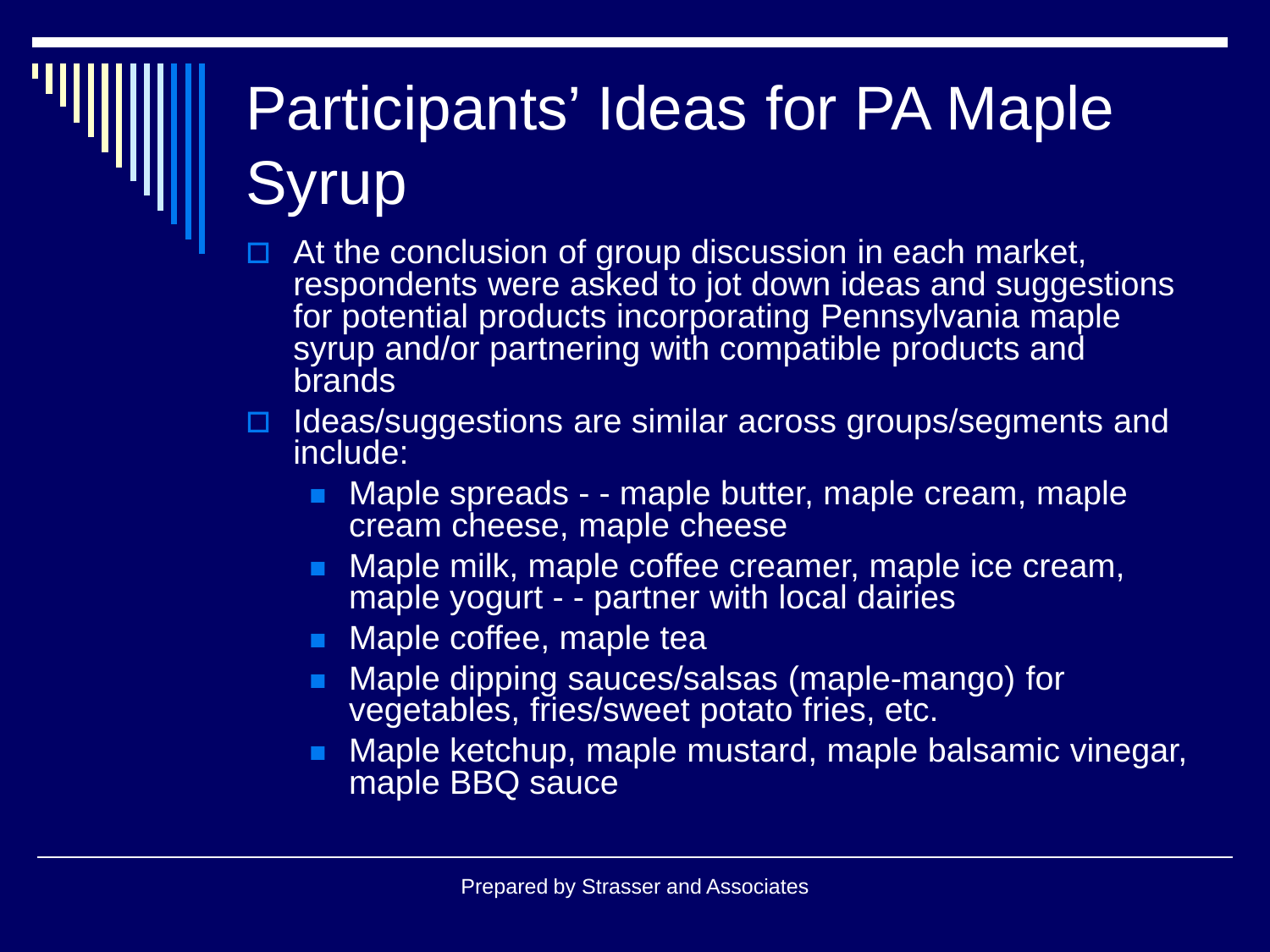# Participants' Ideas for PA Maple Syrup

- At the conclusion of group discussion in each market, respondents were asked to jot down ideas and suggestions for potential products incorporating Pennsylvania maple syrup and/or partnering with compatible products and brands
- Ideas/suggestions are similar across groups/segments and include:
  - Maple spreads - - maple butter, maple cream, maple cream cheese, maple cheese
  - Maple milk, maple coffee creamer, maple ice cream, maple yogurt - - partner with local dairies
  - Maple coffee, maple tea
  - Maple dipping sauces/salsas (maple-mango) for vegetables, fries/sweet potato fries, etc.
  - Maple ketchup, maple mustard, maple balsamic vinegar, maple BBQ sauce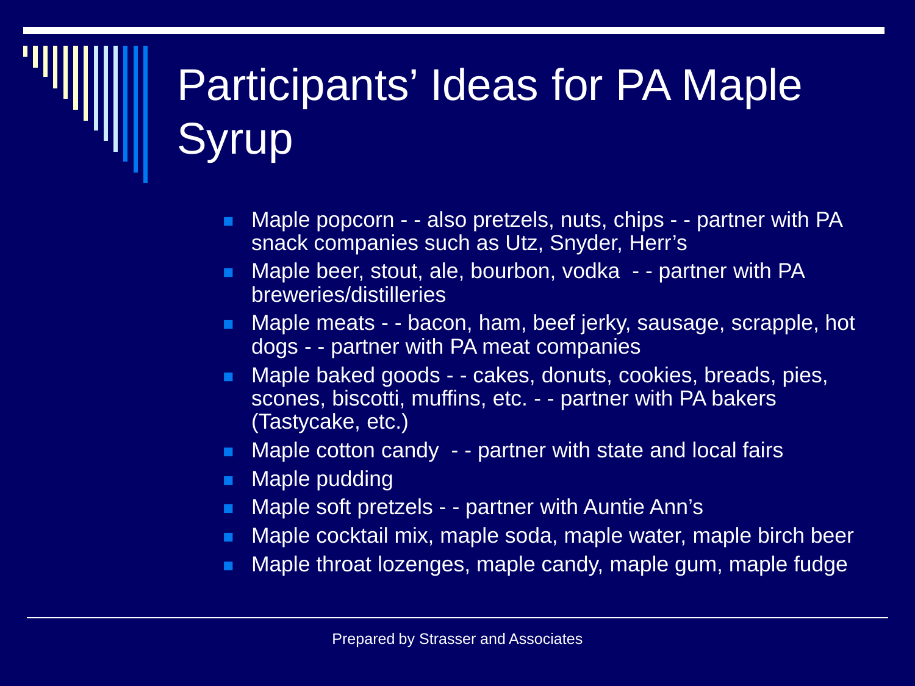# Participants' Ideas for PA Maple Syrup

- Maple popcorn - - also pretzels, nuts, chips - - partner with PA snack companies such as Utz, Snyder, Herr's
- Maple beer, stout, ale, bourbon, vodka - - partner with PA breweries/distilleries
- Maple meats - - bacon, ham, beef jerky, sausage, scrapple, hot dogs - - partner with PA meat companies
- Maple baked goods - - cakes, donuts, cookies, breads, pies, scones, biscotti, muffins, etc. - - partner with PA bakers (Tastycake, etc.)
- Maple cotton candy - - partner with state and local fairs
- Maple pudding
- Maple soft pretzels - - partner with Auntie Ann's
- Maple cocktail mix, maple soda, maple water, maple birch beer
- Maple throat lozenges, maple candy, maple gum, maple fudge

Prepared by Strasser and Associates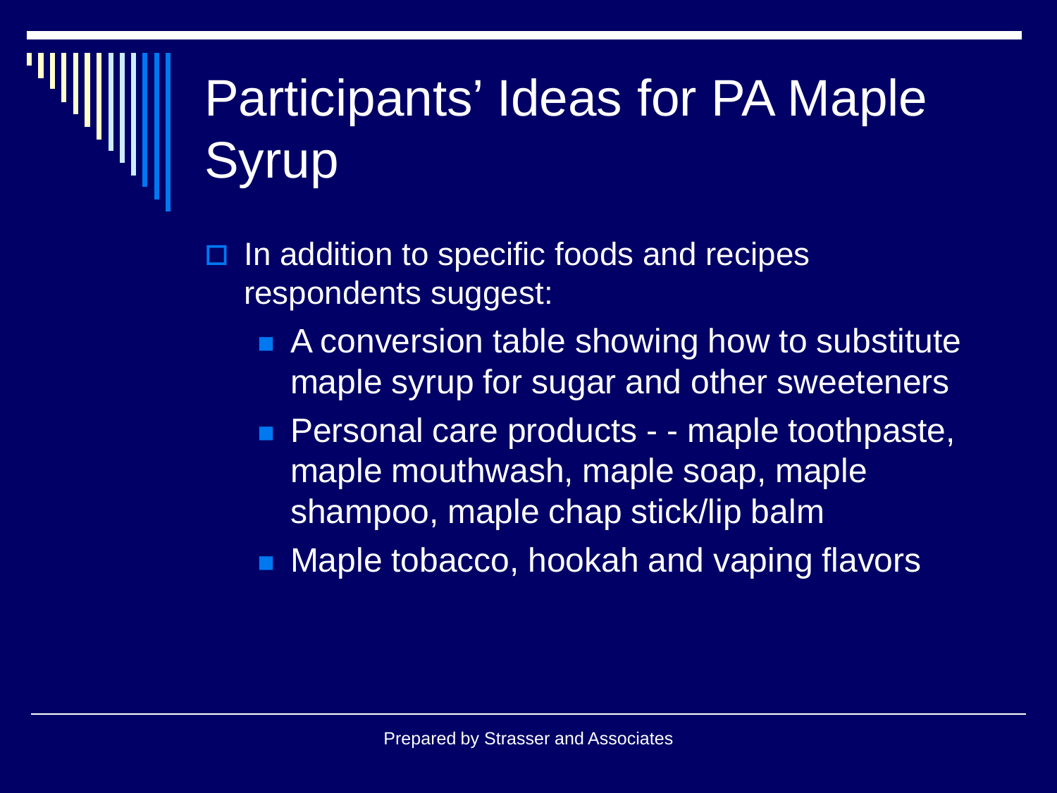# Participants' Ideas for PA Maple Syrup

- In addition to specific foods and recipes respondents suggest:
  - A conversion table showing how to substitute maple syrup for sugar and other sweeteners
  - Personal care products - - maple toothpaste, maple mouthwash, maple soap, maple shampoo, maple chap stick/lip balm
  - Maple tobacco, hookah and vaping flavors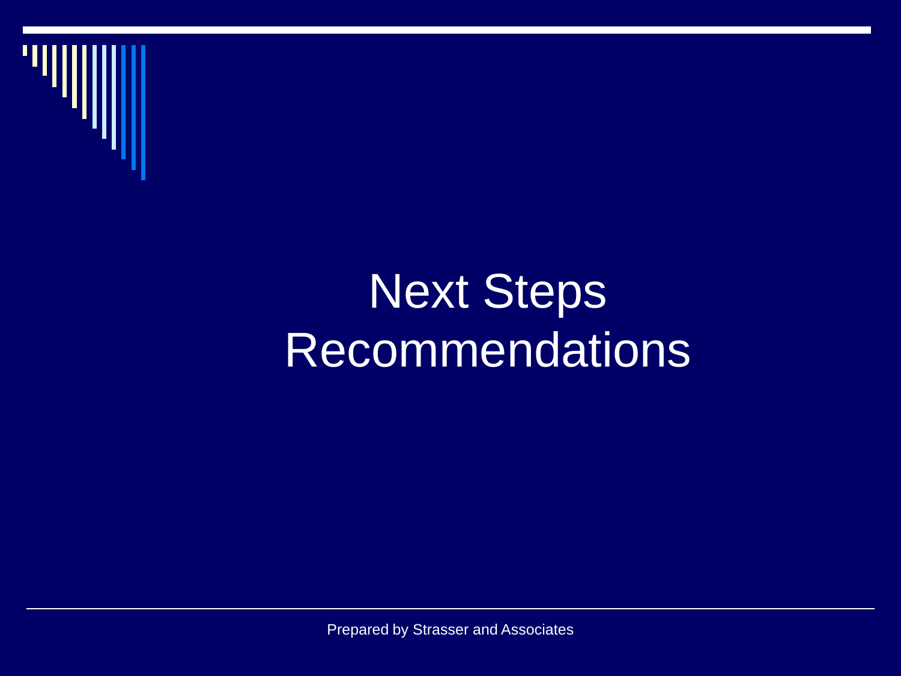# Next Steps Recommendations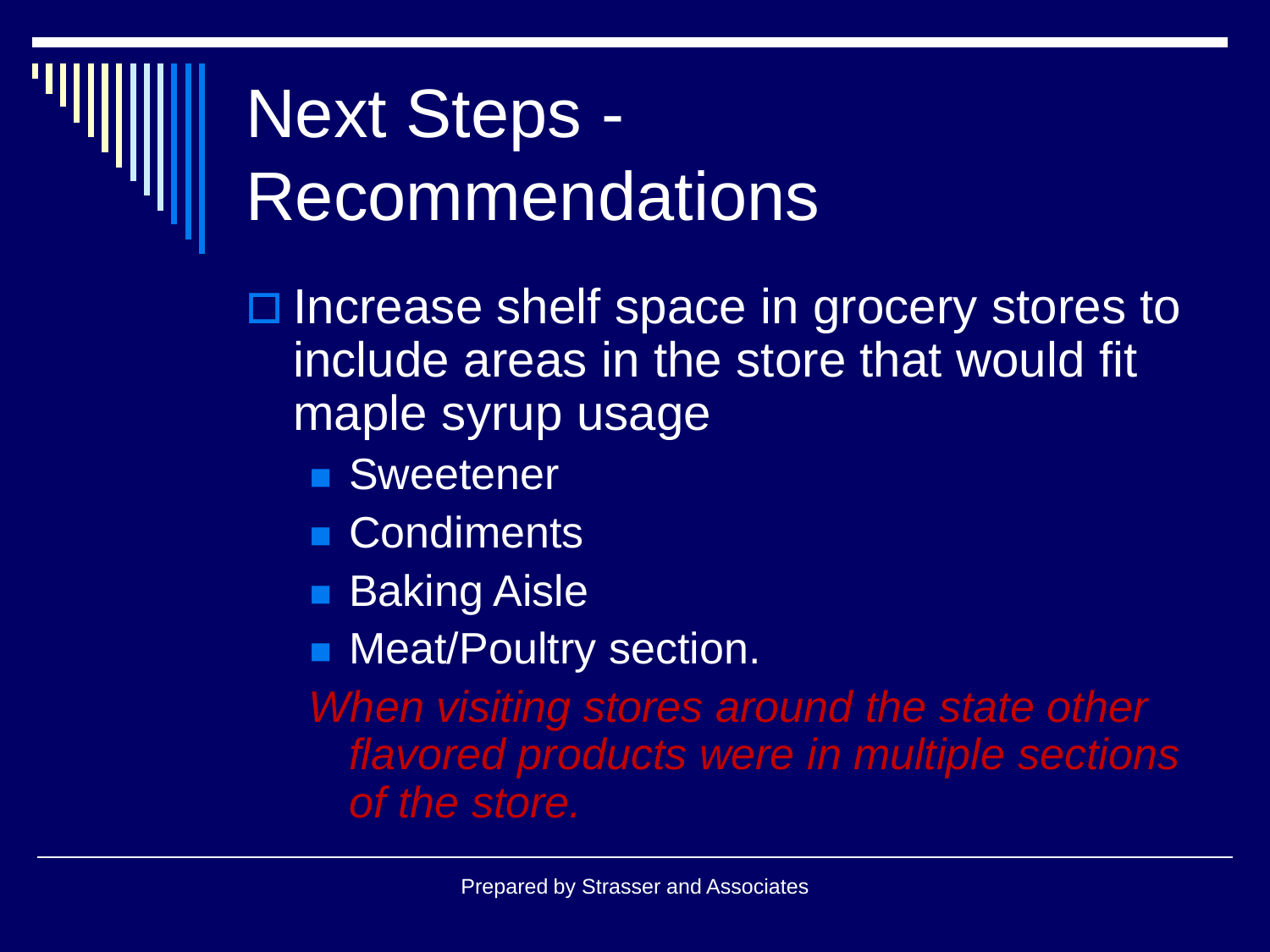# Next Steps - Recommendations

- Increase shelf space in grocery stores to include areas in the store that would fit maple syrup usage
  - Sweetener
  - Condiments
  - Baking Aisle
  - Meat/Poultry section.

*When visiting stores around the state other flavored products were in multiple sections of the store.*

Prepared by Strasser and Associates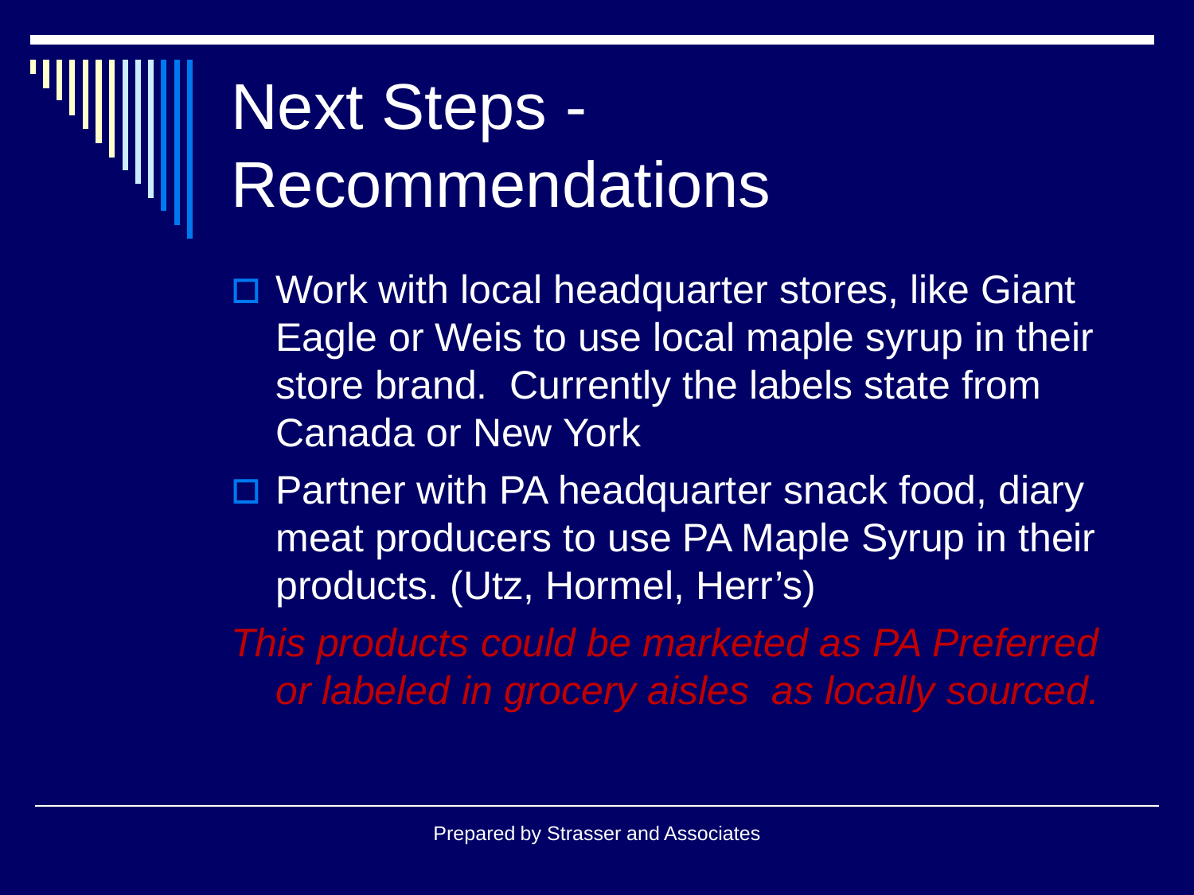# Next Steps - Recommendations

- Work with local headquarter stores, like Giant Eagle or Weis to use local maple syrup in their store brand. Currently the labels state from Canada or New York
- Partner with PA headquarter snack food, diary meat producers to use PA Maple Syrup in their products. (Utz, Hormel, Herr's)

*This products could be marketed as PA Preferred or labeled in grocery aisles as locally sourced.*

Prepared by Strasser and Associates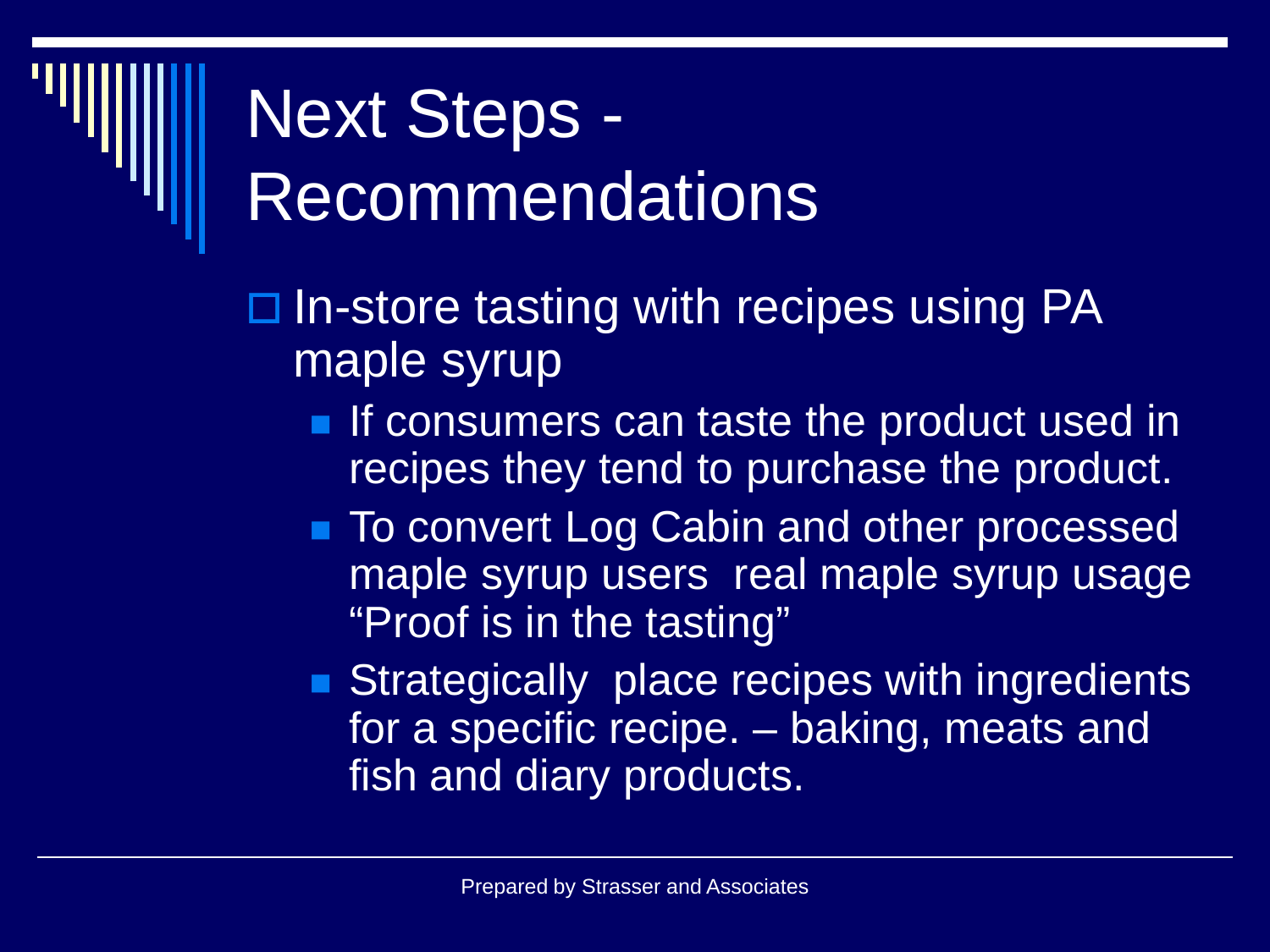# Next Steps - Recommendations

- In-store tasting with recipes using PA maple syrup
  - If consumers can taste the product used in recipes they tend to purchase the product.
  - To convert Log Cabin and other processed maple syrup users  real maple syrup usage "Proof is in the tasting"
  - Strategically  place recipes with ingredients for a specific recipe. – baking, meats and fish and diary products.

Prepared by Strasser and Associates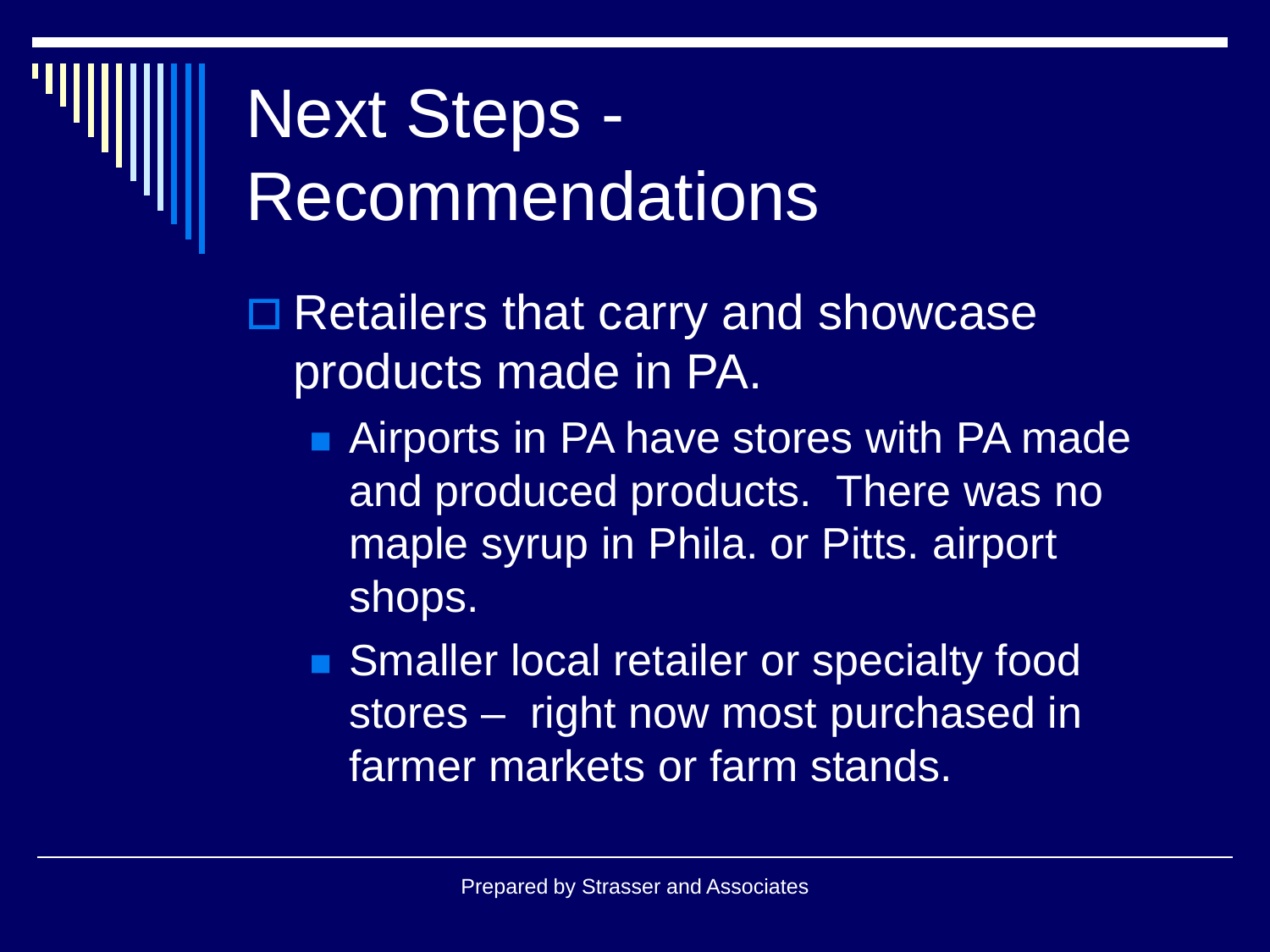# Next Steps - Recommendations

- Retailers that carry and showcase products made in PA.
  - Airports in PA have stores with PA made and produced products. There was no maple syrup in Phila. or Pitts. airport shops.
  - Smaller local retailer or specialty food stores – right now most purchased in farmer markets or farm stands.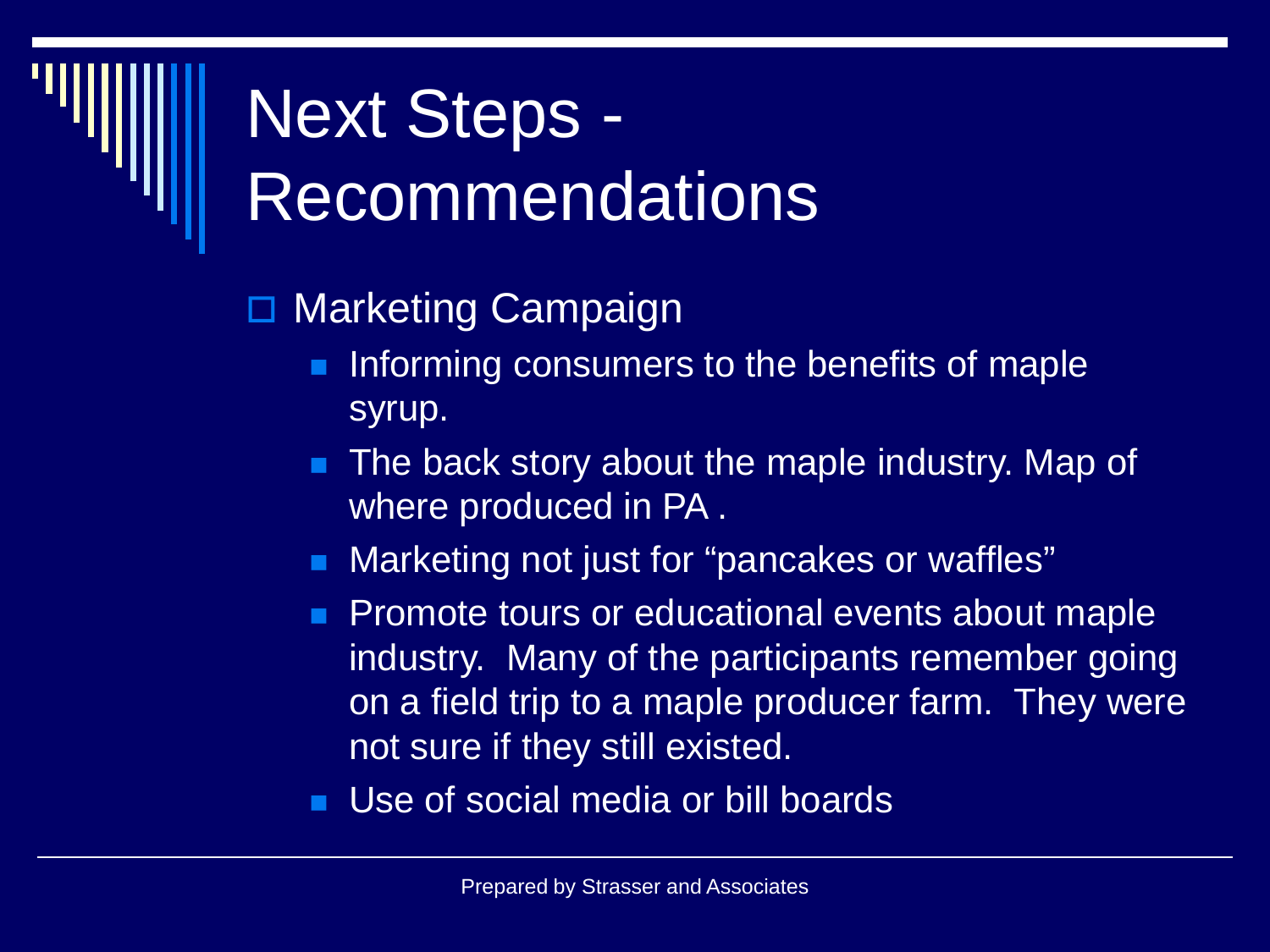# Next Steps - Recommendations

- Marketing Campaign
  - Informing consumers to the benefits of maple syrup.
  - The back story about the maple industry. Map of where produced in PA .
  - Marketing not just for “pancakes or waffles”
  - Promote tours or educational events about maple industry.  Many of the participants remember going on a field trip to a maple producer farm.  They were not sure if they still existed.
  - Use of social media or bill boards

Prepared by Strasser and Associates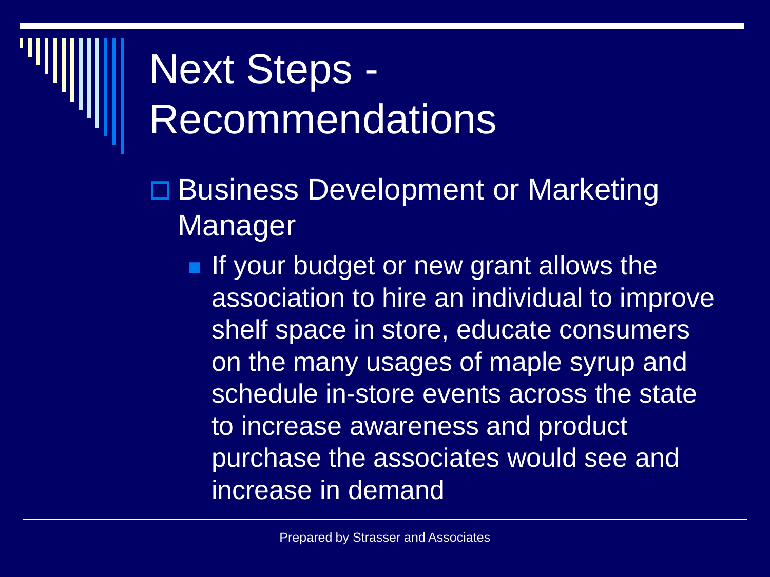# Next Steps - Recommendations

- Business Development or Marketing Manager
  - If your budget or new grant allows the association to hire an individual to improve shelf space in store, educate consumers on the many usages of maple syrup and schedule in-store events across the state to increase awareness and product purchase the associates would see and increase in demand

Prepared by Strasser and Associates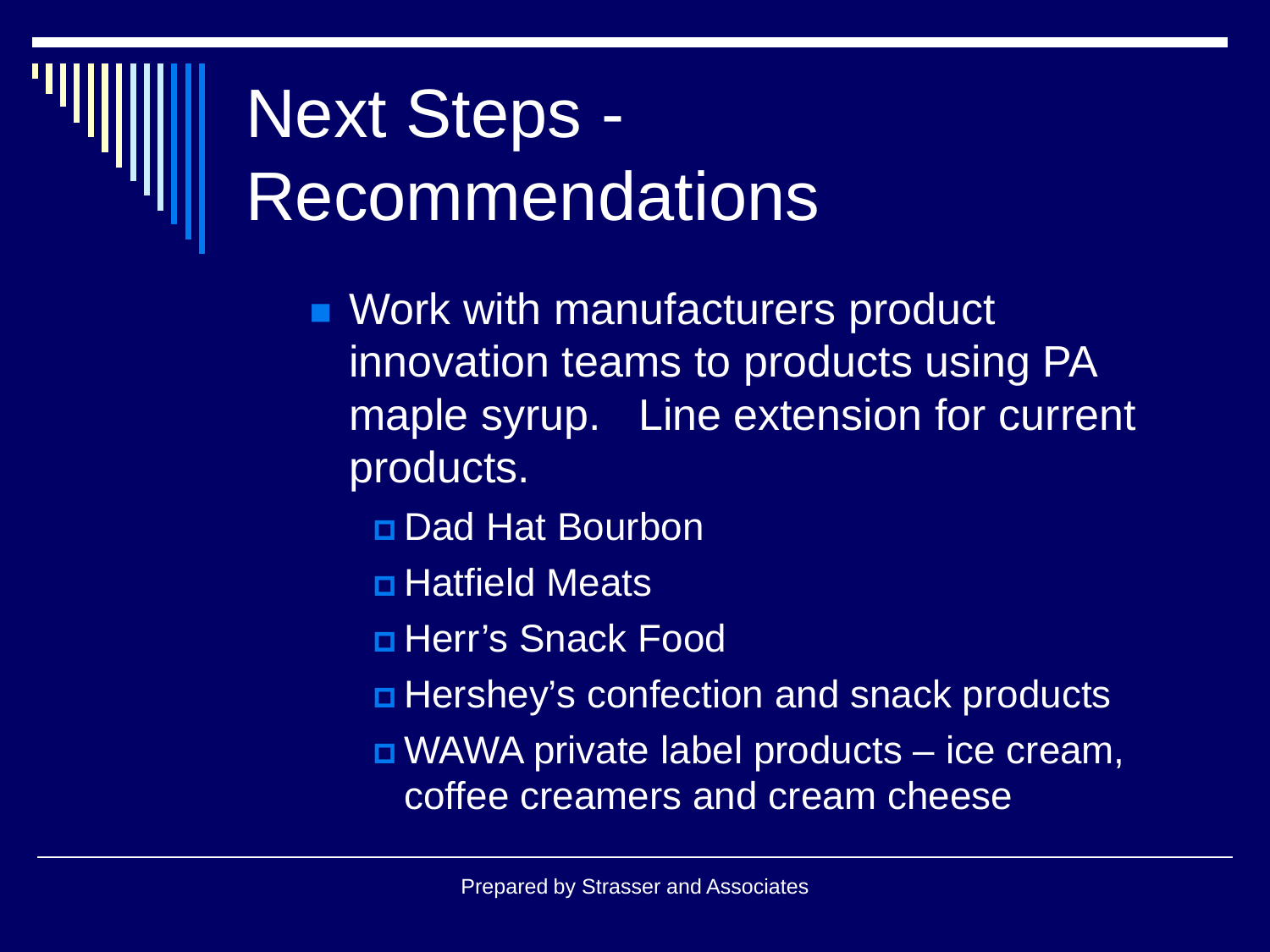# Next Steps - Recommendations

- Work with manufacturers product innovation teams to products using PA maple syrup. Line extension for current products.
  - Dad Hat Bourbon
  - Hatfield Meats
  - Herr's Snack Food
  - Hershey's confection and snack products
  - WAWA private label products – ice cream, coffee creamers and cream cheese

Prepared by Strasser and Associates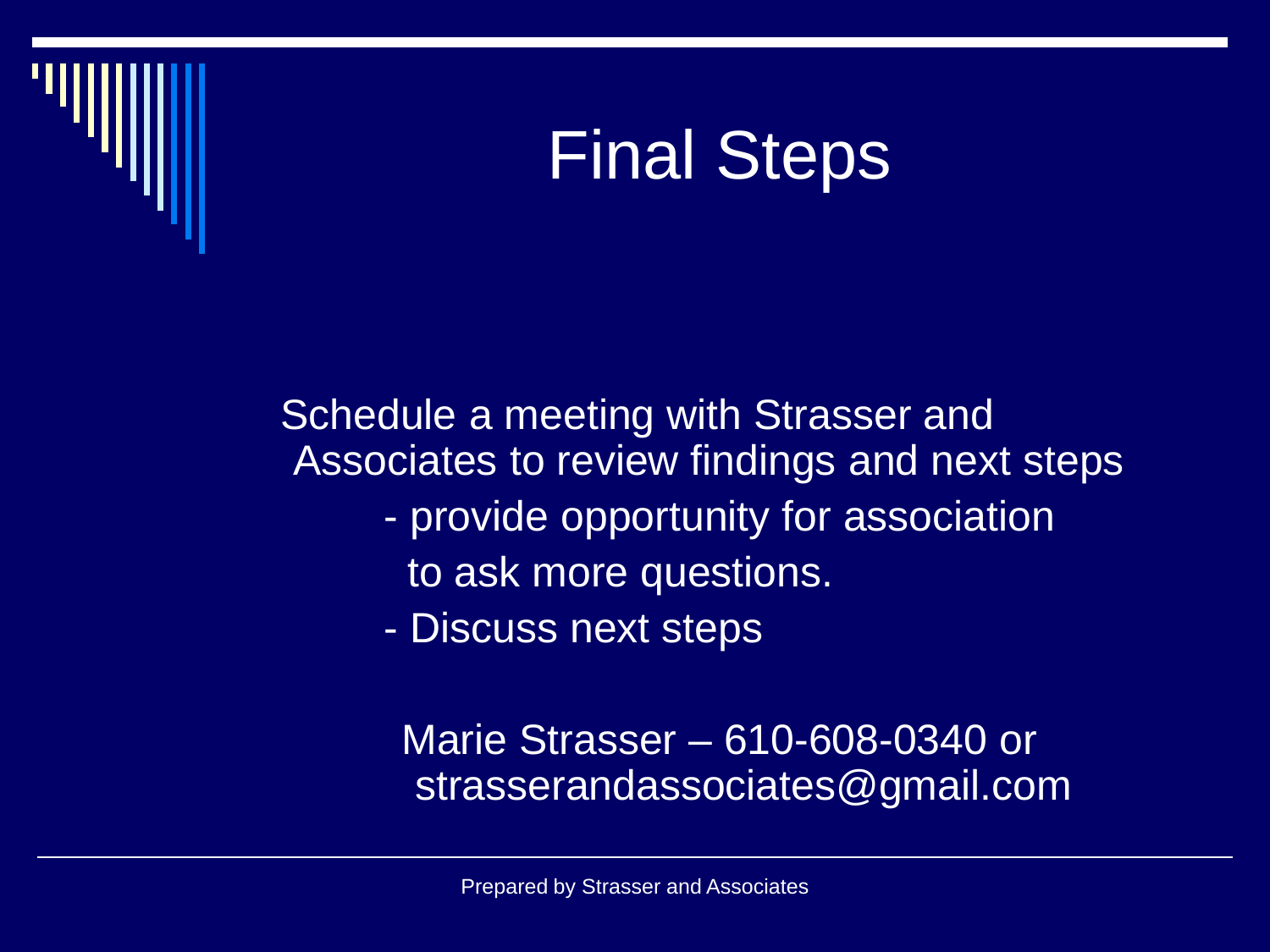# Final Steps

Schedule a meeting with Strasser and Associates to review findings and next steps

- provide opportunity for association to ask more questions.
- Discuss next steps

Marie Strasser – 610-608-0340 or strasserandassociates@gmail.com

Prepared by Strasser and Associates